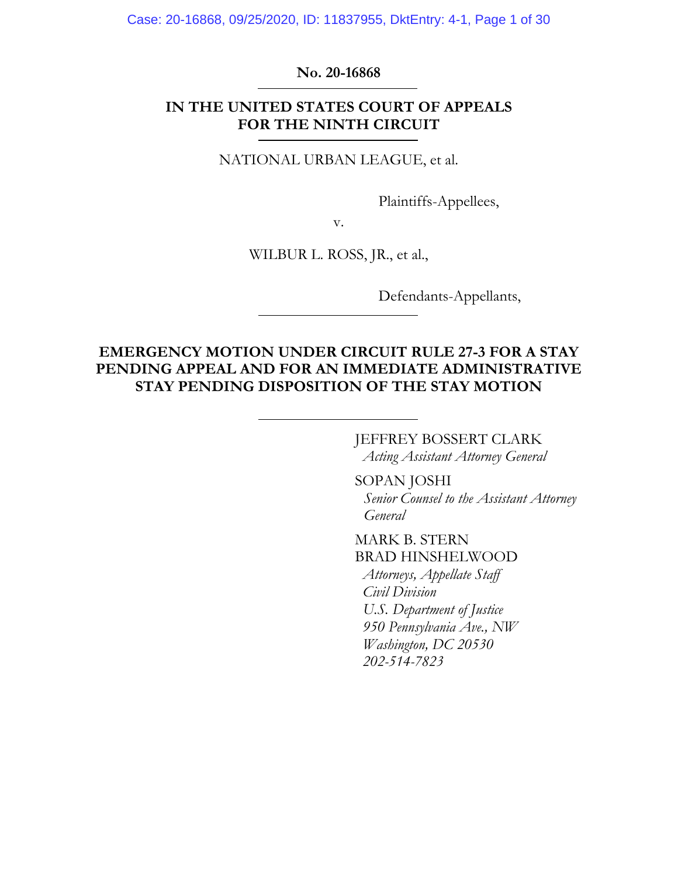**No. 20-16868**

---

**IN THE UNITED STATES COURT OF APPEALS FOR THE NINTH CIRCUIT**

---

NATIONAL URBAN LEAGUE, et al.

Plaintiffs-Appellees,

v.

WILBUR L. ROSS, JR., et al.,

Defendants-Appellants,

---

**EMERGENCY MOTION UNDER CIRCUIT RULE 27-3 FOR A STAY PENDING APPEAL AND FOR AN IMMEDIATE ADMINISTRATIVE STAY PENDING DISPOSITION OF THE STAY MOTION**

---

JEFFREY BOSSERT CLARK
*Acting Assistant Attorney General*

SOPAN JOSHI
*Senior Counsel to the Assistant Attorney General*

MARK B. STERN
BRAD HINSHELWOOD
*Attorneys, Appellate Staff*
*Civil Division*
*U.S. Department of Justice*
*950 Pennsylvania Ave., NW*
*Washington, DC 20530*
*202-514-7823*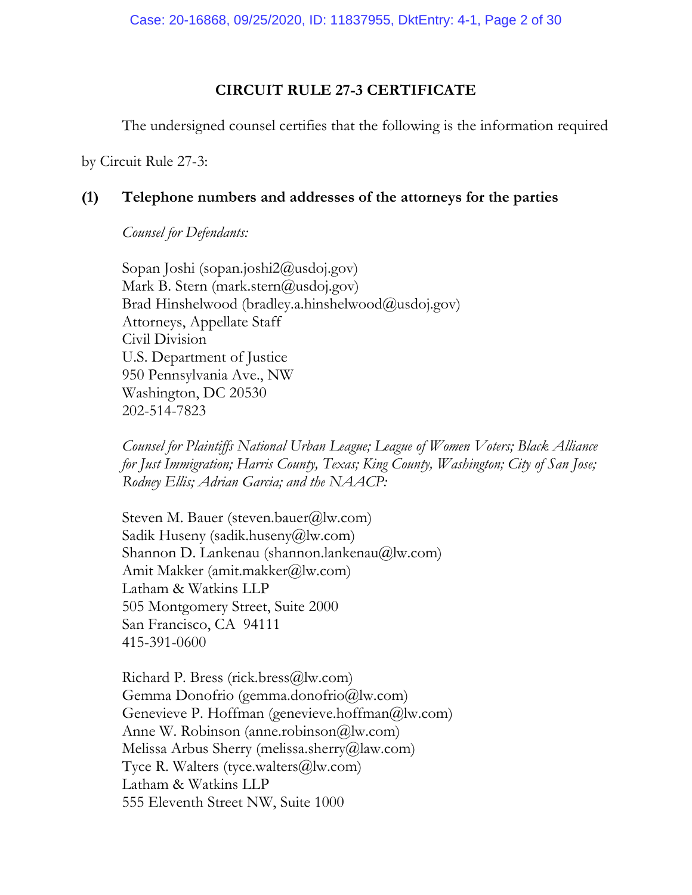## CIRCUIT RULE 27-3 CERTIFICATE

The undersigned counsel certifies that the following is the information required by Circuit Rule 27-3:

### (1) Telephone numbers and addresses of the attorneys for the parties

*Counsel for Defendants:*

Sopan Joshi (sopan.joshi2@usdoj.gov)
Mark B. Stern (mark.stern@usdoj.gov)
Brad Hinshelwood (bradley.a.hinshelwood@usdoj.gov)
Attorneys, Appellate Staff
Civil Division
U.S. Department of Justice
950 Pennsylvania Ave., NW
Washington, DC 20530
202-514-7823

*Counsel for Plaintiffs National Urban League; League of Women Voters; Black Alliance for Just Immigration; Harris County, Texas; King County, Washington; City of San Jose; Rodney Ellis; Adrian Garcia; and the NAACP:*

Steven M. Bauer (steven.bauer@lw.com)
Sadik Huseny (sadik.huseny@lw.com)
Shannon D. Lankenau (shannon.lankenau@lw.com)
Amit Makker (amit.makker@lw.com)
Latham & Watkins LLP
505 Montgomery Street, Suite 2000
San Francisco, CA 94111
415-391-0600

Richard P. Bress (rick.bress@lw.com)
Gemma Donofrio (gemma.donofrio@lw.com)
Genevieve P. Hoffman (genevieve.hoffman@lw.com)
Anne W. Robinson (anne.robinson@lw.com)
Melissa Arbus Sherry (melissa.sherry@law.com)
Tyce R. Walters (tyce.walters@lw.com)
Latham & Watkins LLP
555 Eleventh Street NW, Suite 1000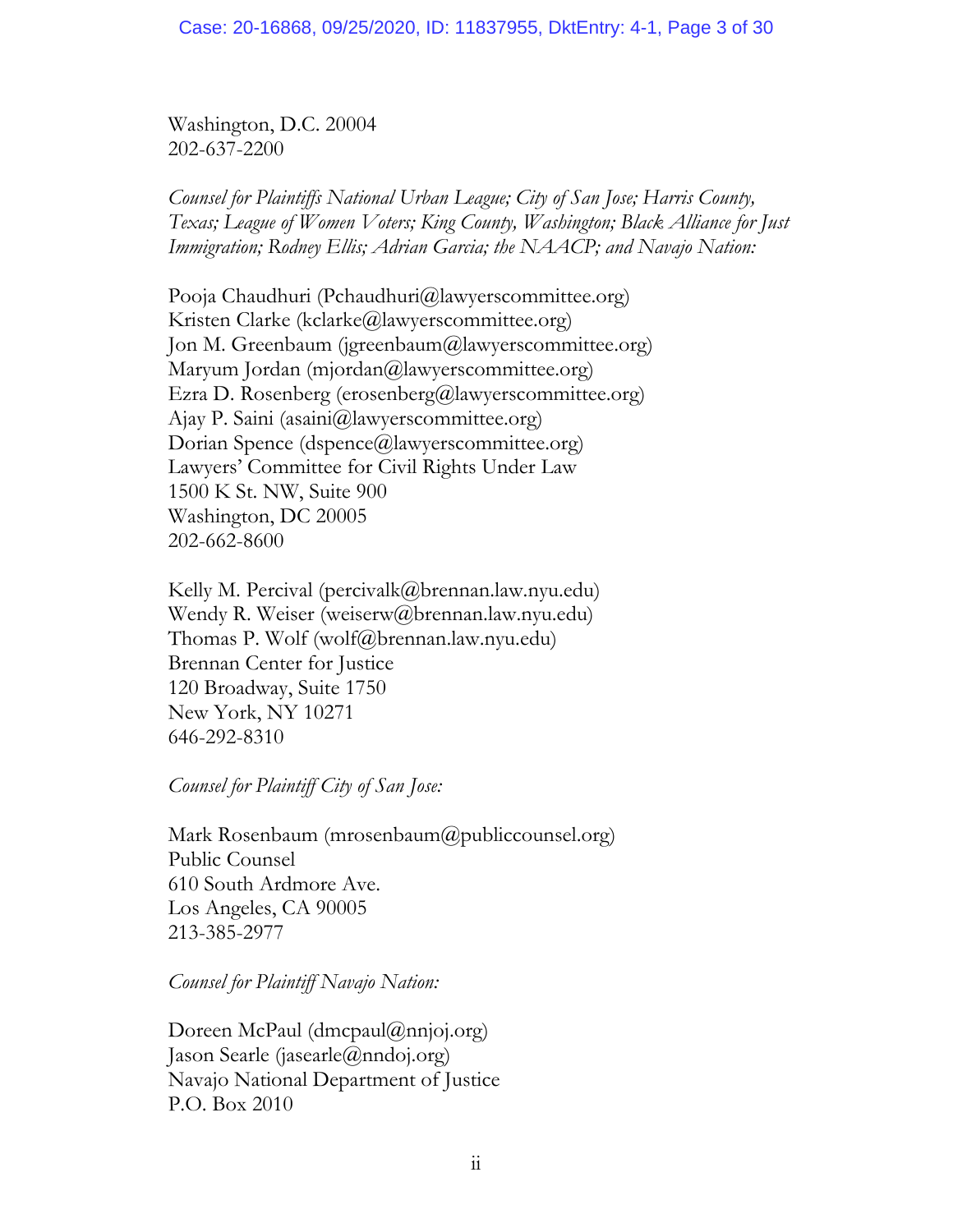Washington, D.C. 20004
202-637-2200

*Counsel for Plaintiffs National Urban League; City of San Jose; Harris County, Texas; League of Women Voters; King County, Washington; Black Alliance for Just Immigration; Rodney Ellis; Adrian Garcia; the NAACP; and Navajo Nation:*

Pooja Chaudhuri (Pchaudhuri@lawyerscommittee.org)
Kristen Clarke (kclarke@lawyerscommittee.org)
Jon M. Greenbaum (jgreenbaum@lawyerscommittee.org)
Maryum Jordan (mjordan@lawyerscommittee.org)
Ezra D. Rosenberg (erosenberg@lawyerscommittee.org)
Ajay P. Saini (asaini@lawyerscommittee.org)
Dorian Spence (dspence@lawyerscommittee.org)
Lawyers' Committee for Civil Rights Under Law
1500 K St. NW, Suite 900
Washington, DC 20005
202-662-8600

Kelly M. Percival (percivalk@brennan.law.nyu.edu)
Wendy R. Weiser (weiserw@brennan.law.nyu.edu)
Thomas P. Wolf (wolf@brennan.law.nyu.edu)
Brennan Center for Justice
120 Broadway, Suite 1750
New York, NY 10271
646-292-8310

*Counsel for Plaintiff City of San Jose:*

Mark Rosenbaum (mrosenbaum@publiccounsel.org)
Public Counsel
610 South Ardmore Ave.
Los Angeles, CA 90005
213-385-2977

*Counsel for Plaintiff Navajo Nation:*

Doreen McPaul (dmcpaul@nnjoj.org)
Jason Searle (jasearle@nndoj.org)
Navajo National Department of Justice
P.O. Box 2010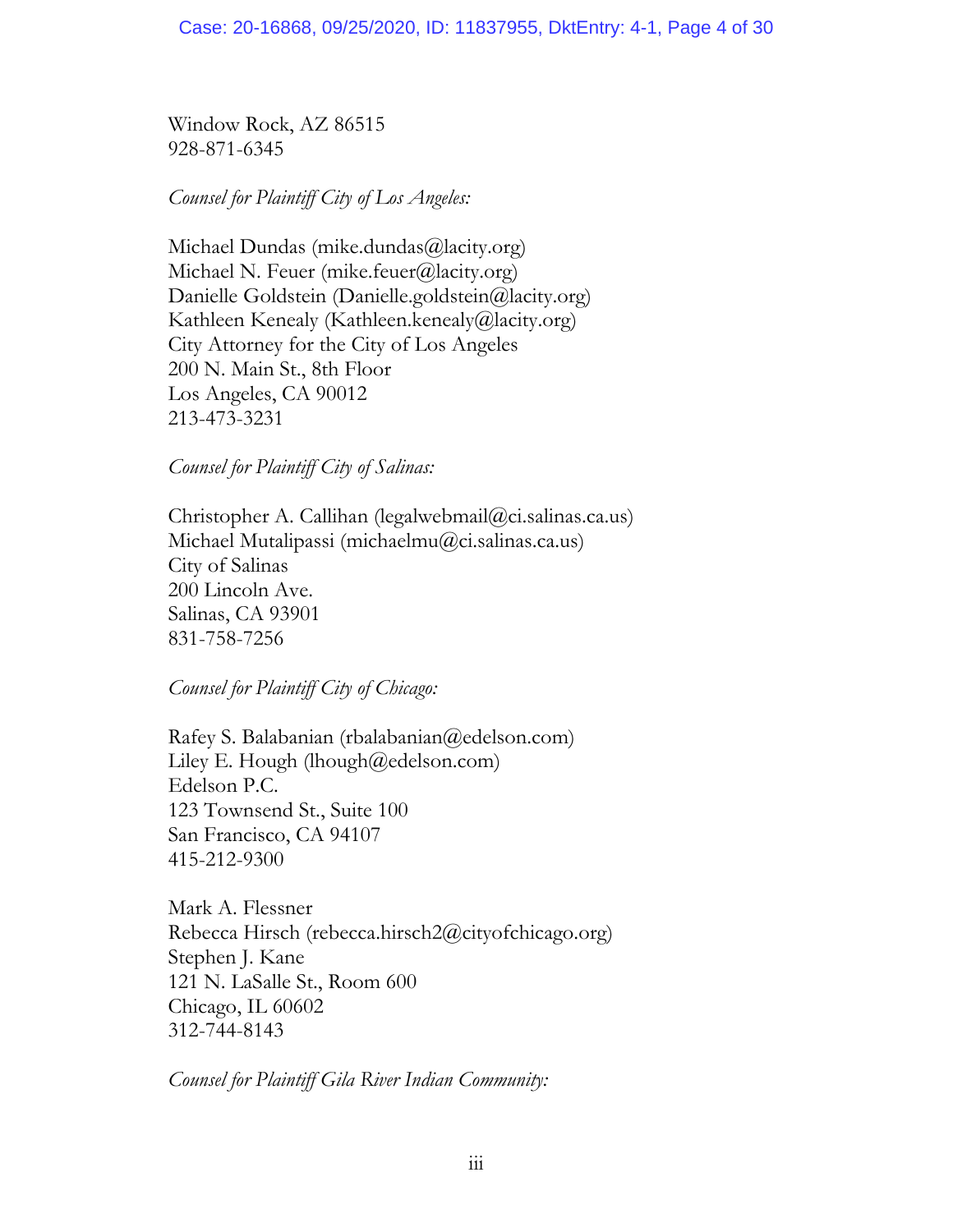Window Rock, AZ 86515
928-871-6345

*Counsel for Plaintiff City of Los Angeles:*

Michael Dundas (mike.dundas@lacity.org)
Michael N. Feuer (mike.feuer@lacity.org)
Danielle Goldstein (Danielle.goldstein@lacity.org)
Kathleen Kenealy (Kathleen.kenealy@lacity.org)
City Attorney for the City of Los Angeles
200 N. Main St., 8th Floor
Los Angeles, CA 90012
213-473-3231

*Counsel for Plaintiff City of Salinas:*

Christopher A. Callihan (legalwebmail@ci.salinas.ca.us)
Michael Mutalipassi (michaelmu@ci.salinas.ca.us)
City of Salinas
200 Lincoln Ave.
Salinas, CA 93901
831-758-7256

*Counsel for Plaintiff City of Chicago:*

Rafey S. Balabanian (rbalabanian@edelson.com)
Liley E. Hough (lhough@edelson.com)
Edelson P.C.
123 Townsend St., Suite 100
San Francisco, CA 94107
415-212-9300

Mark A. Flessner
Rebecca Hirsch (rebecca.hirsch2@cityofchicago.org)
Stephen J. Kane
121 N. LaSalle St., Room 600
Chicago, IL 60602
312-744-8143

*Counsel for Plaintiff Gila River Indian Community:*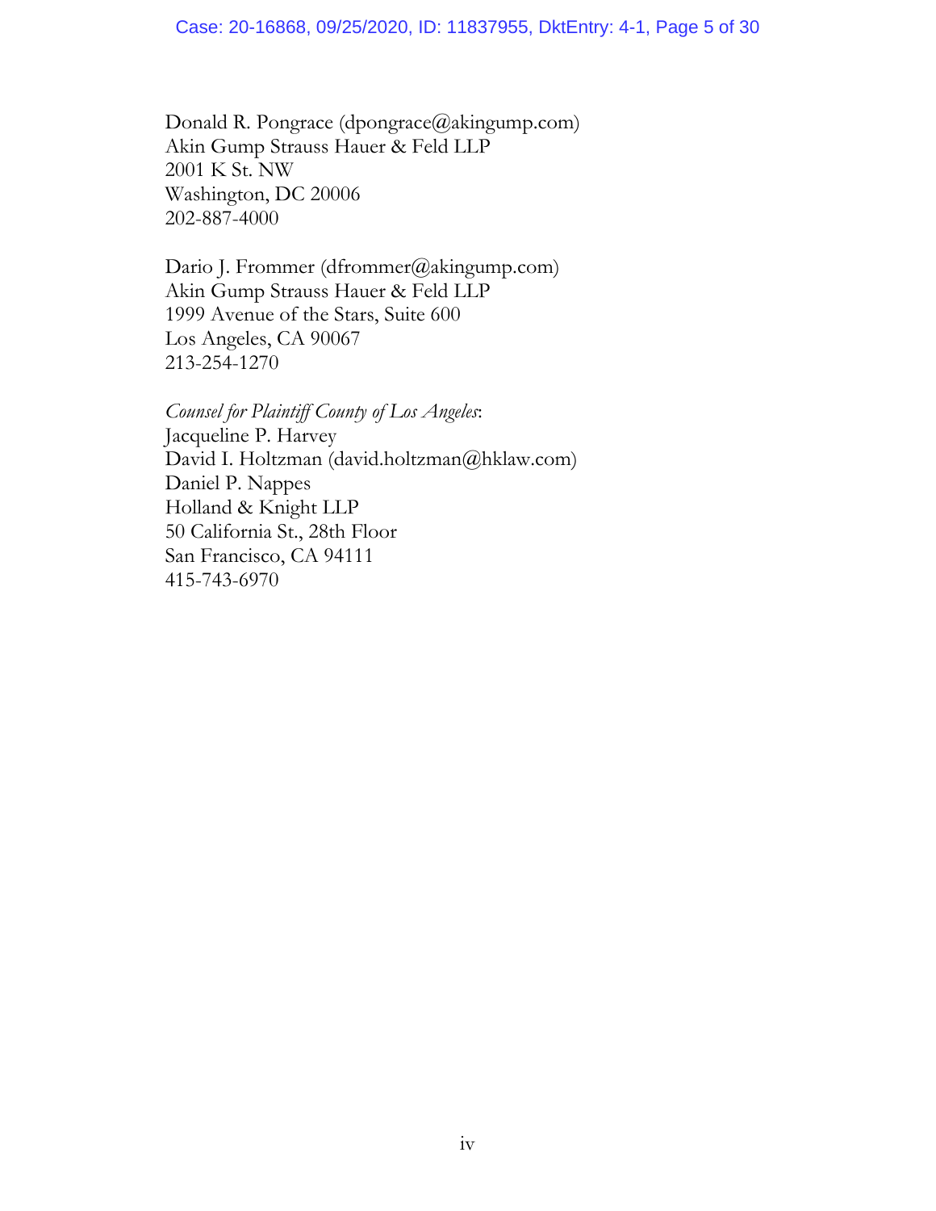Donald R. Pongrace (dpongrace@akingump.com)
Akin Gump Strauss Hauer & Feld LLP
2001 K St. NW
Washington, DC 20006
202-887-4000

Dario J. Frommer (dfrommer@akingump.com)
Akin Gump Strauss Hauer & Feld LLP
1999 Avenue of the Stars, Suite 600
Los Angeles, CA 90067
213-254-1270

*Counsel for Plaintiff County of Los Angeles*:
Jacqueline P. Harvey
David I. Holtzman (david.holtzman@hklaw.com)
Daniel P. Nappes
Holland & Knight LLP
50 California St., 28th Floor
San Francisco, CA 94111
415-743-6970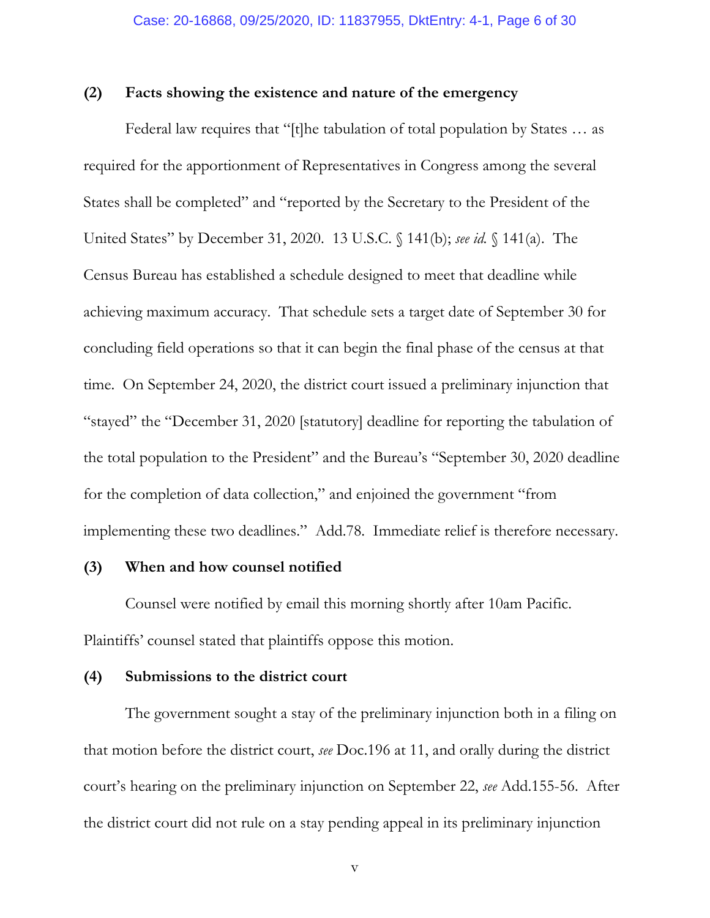**(2) Facts showing the existence and nature of the emergency**

Federal law requires that "[t]he tabulation of total population by States … as required for the apportionment of Representatives in Congress among the several States shall be completed" and "reported by the Secretary to the President of the United States" by December 31, 2020. 13 U.S.C. § 141(b); *see id.* § 141(a). The Census Bureau has established a schedule designed to meet that deadline while achieving maximum accuracy. That schedule sets a target date of September 30 for concluding field operations so that it can begin the final phase of the census at that time. On September 24, 2020, the district court issued a preliminary injunction that "stayed" the "December 31, 2020 [statutory] deadline for reporting the tabulation of the total population to the President" and the Bureau's "September 30, 2020 deadline for the completion of data collection," and enjoined the government "from implementing these two deadlines." Add.78. Immediate relief is therefore necessary.

**(3) When and how counsel notified**

Counsel were notified by email this morning shortly after 10am Pacific. Plaintiffs' counsel stated that plaintiffs oppose this motion.

**(4) Submissions to the district court**

The government sought a stay of the preliminary injunction both in a filing on that motion before the district court, *see* Doc.196 at 11, and orally during the district court's hearing on the preliminary injunction on September 22, *see* Add.155-56. After the district court did not rule on a stay pending appeal in its preliminary injunction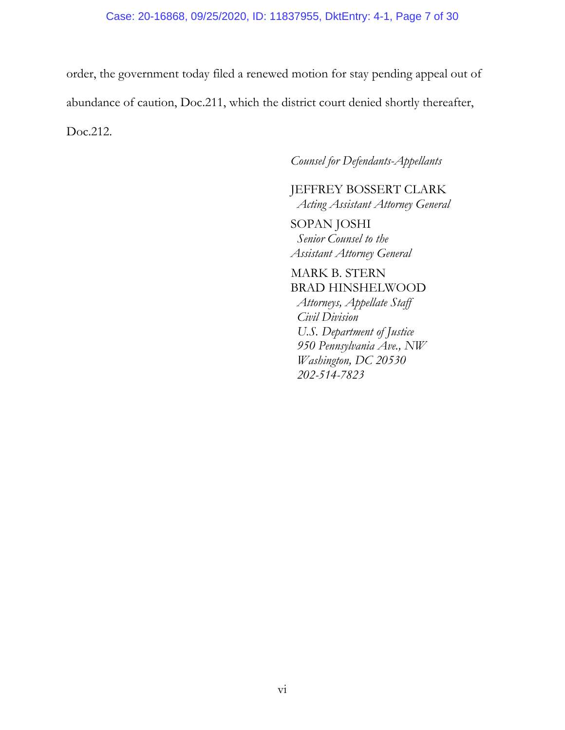order, the government today filed a renewed motion for stay pending appeal out of abundance of caution, Doc.211, which the district court denied shortly thereafter, Doc.212.

*Counsel for Defendants-Appellants*

JEFFREY BOSSERT CLARK
*Acting Assistant Attorney General*

SOPAN JOSHI
*Senior Counsel to the Assistant Attorney General*

MARK B. STERN
BRAD HINSHELWOOD
*Attorneys, Appellate Staff*
*Civil Division*
*U.S. Department of Justice*
*950 Pennsylvania Ave., NW*
*Washington, DC 20530*
*202-514-7823*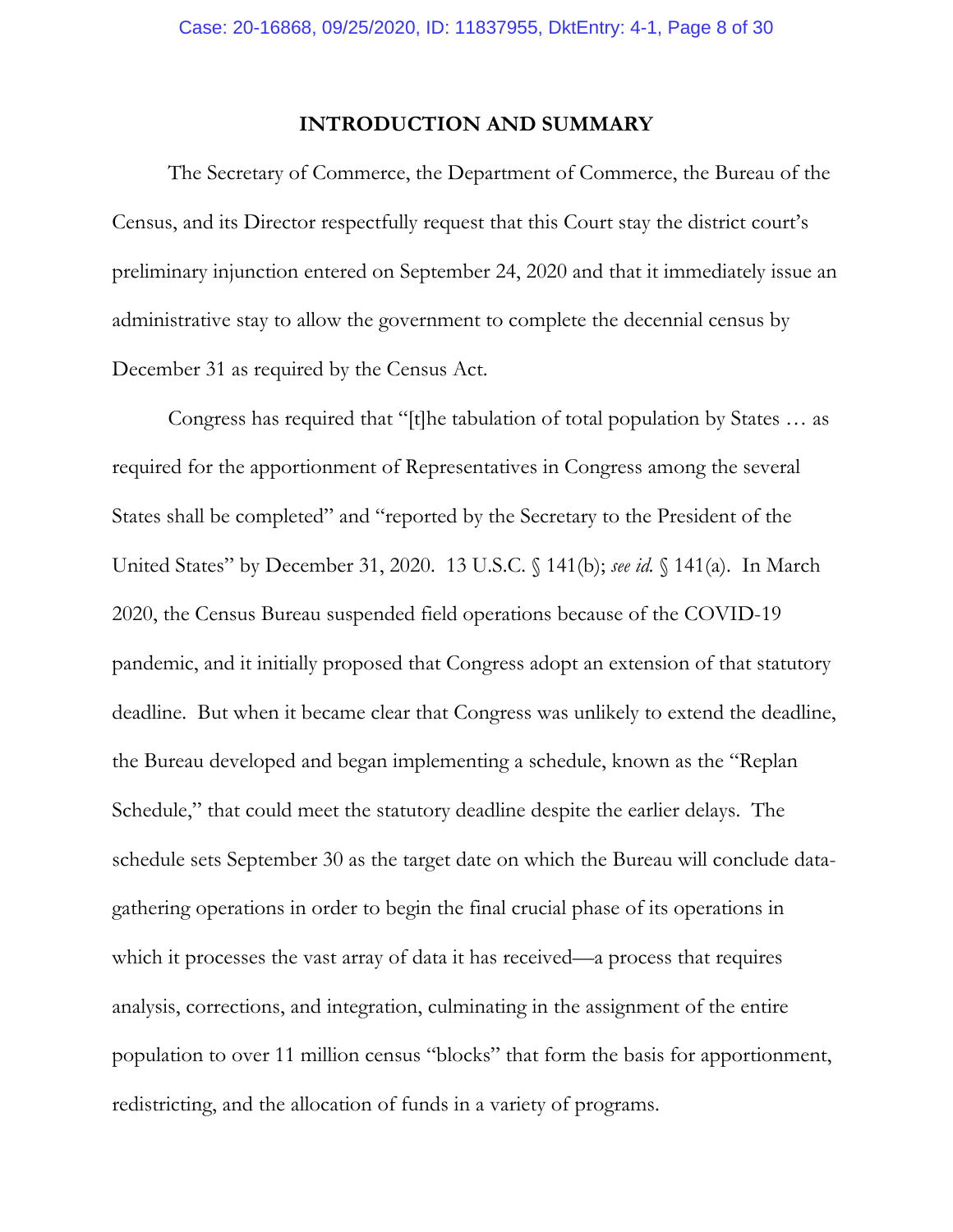# INTRODUCTION AND SUMMARY

The Secretary of Commerce, the Department of Commerce, the Bureau of the Census, and its Director respectfully request that this Court stay the district court's preliminary injunction entered on September 24, 2020 and that it immediately issue an administrative stay to allow the government to complete the decennial census by December 31 as required by the Census Act.

Congress has required that "[t]he tabulation of total population by States … as required for the apportionment of Representatives in Congress among the several States shall be completed" and "reported by the Secretary to the President of the United States" by December 31, 2020. 13 U.S.C. § 141(b); *see id.* § 141(a). In March 2020, the Census Bureau suspended field operations because of the COVID-19 pandemic, and it initially proposed that Congress adopt an extension of that statutory deadline. But when it became clear that Congress was unlikely to extend the deadline, the Bureau developed and began implementing a schedule, known as the "Replan Schedule," that could meet the statutory deadline despite the earlier delays. The schedule sets September 30 as the target date on which the Bureau will conclude data-gathering operations in order to begin the final crucial phase of its operations in which it processes the vast array of data it has received—a process that requires analysis, corrections, and integration, culminating in the assignment of the entire population to over 11 million census "blocks" that form the basis for apportionment, redistricting, and the allocation of funds in a variety of programs.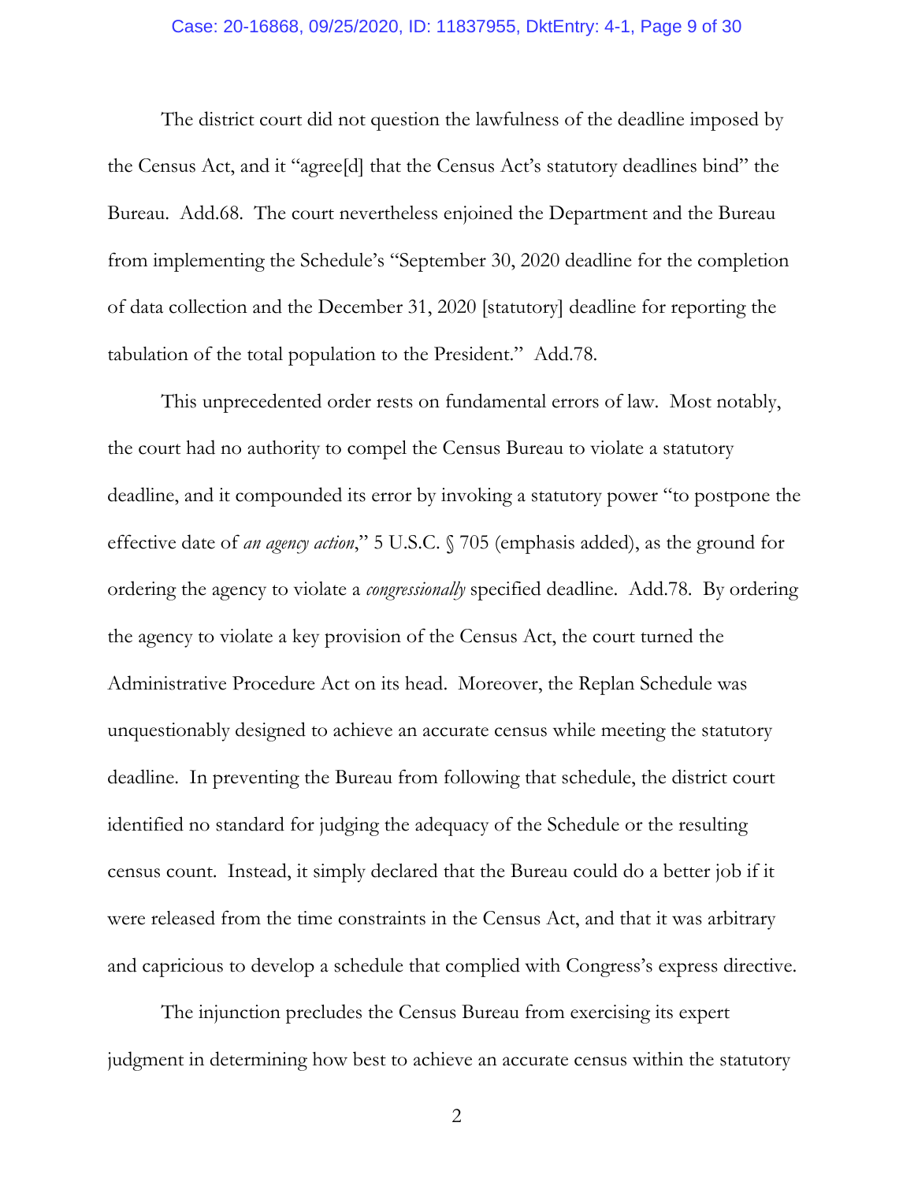The district court did not question the lawfulness of the deadline imposed by the Census Act, and it "agree[d] that the Census Act's statutory deadlines bind" the Bureau. Add.68. The court nevertheless enjoined the Department and the Bureau from implementing the Schedule's "September 30, 2020 deadline for the completion of data collection and the December 31, 2020 [statutory] deadline for reporting the tabulation of the total population to the President." Add.78.

This unprecedented order rests on fundamental errors of law. Most notably, the court had no authority to compel the Census Bureau to violate a statutory deadline, and it compounded its error by invoking a statutory power "to postpone the effective date of *an agency action*," 5 U.S.C. § 705 (emphasis added), as the ground for ordering the agency to violate a *congressionally* specified deadline. Add.78. By ordering the agency to violate a key provision of the Census Act, the court turned the Administrative Procedure Act on its head. Moreover, the Replan Schedule was unquestionably designed to achieve an accurate census while meeting the statutory deadline. In preventing the Bureau from following that schedule, the district court identified no standard for judging the adequacy of the Schedule or the resulting census count. Instead, it simply declared that the Bureau could do a better job if it were released from the time constraints in the Census Act, and that it was arbitrary and capricious to develop a schedule that complied with Congress's express directive.

The injunction precludes the Census Bureau from exercising its expert judgment in determining how best to achieve an accurate census within the statutory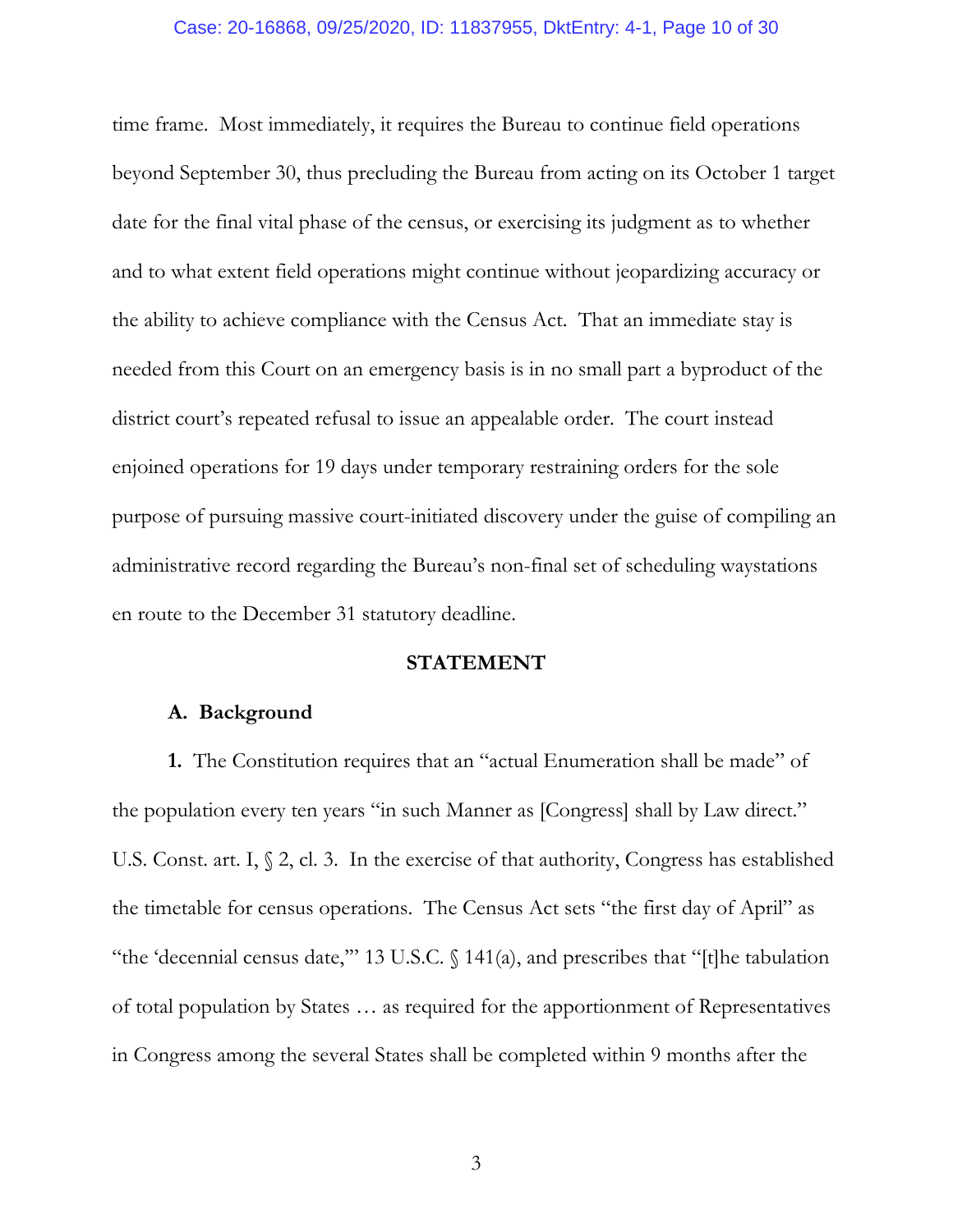time frame. Most immediately, it requires the Bureau to continue field operations beyond September 30, thus precluding the Bureau from acting on its October 1 target date for the final vital phase of the census, or exercising its judgment as to whether and to what extent field operations might continue without jeopardizing accuracy or the ability to achieve compliance with the Census Act. That an immediate stay is needed from this Court on an emergency basis is in no small part a byproduct of the district court's repeated refusal to issue an appealable order. The court instead enjoined operations for 19 days under temporary restraining orders for the sole purpose of pursuing massive court-initiated discovery under the guise of compiling an administrative record regarding the Bureau's non-final set of scheduling waystations en route to the December 31 statutory deadline.

## STATEMENT

### A. Background

**1.** The Constitution requires that an "actual Enumeration shall be made" of the population every ten years "in such Manner as [Congress] shall by Law direct." U.S. Const. art. I, § 2, cl. 3. In the exercise of that authority, Congress has established the timetable for census operations. The Census Act sets "the first day of April" as "the 'decennial census date,'" 13 U.S.C. § 141(a), and prescribes that "[t]he tabulation of total population by States … as required for the apportionment of Representatives in Congress among the several States shall be completed within 9 months after the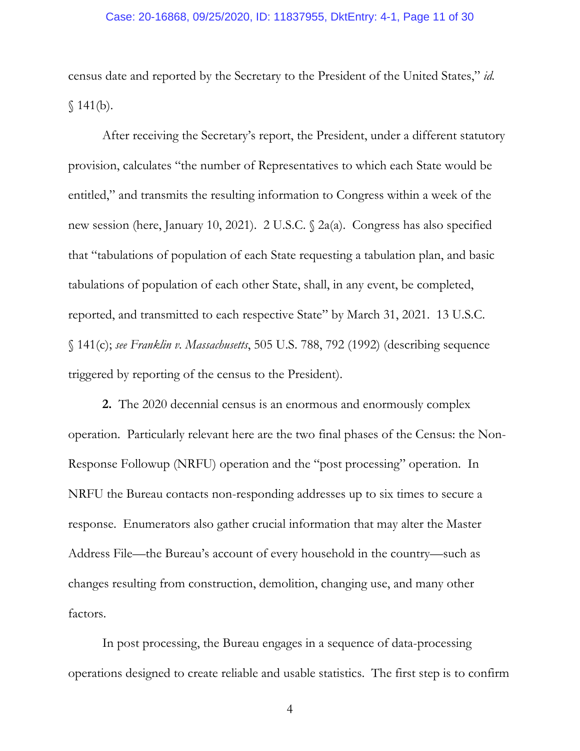census date and reported by the Secretary to the President of the United States," *id.* § 141(b).

After receiving the Secretary's report, the President, under a different statutory provision, calculates "the number of Representatives to which each State would be entitled," and transmits the resulting information to Congress within a week of the new session (here, January 10, 2021). 2 U.S.C. § 2a(a). Congress has also specified that "tabulations of population of each State requesting a tabulation plan, and basic tabulations of population of each other State, shall, in any event, be completed, reported, and transmitted to each respective State" by March 31, 2021. 13 U.S.C. § 141(c); *see Franklin v. Massachusetts*, 505 U.S. 788, 792 (1992) (describing sequence triggered by reporting of the census to the President).

**2.** The 2020 decennial census is an enormous and enormously complex operation. Particularly relevant here are the two final phases of the Census: the Non-Response Followup (NRFU) operation and the "post processing" operation. In NRFU the Bureau contacts non-responding addresses up to six times to secure a response. Enumerators also gather crucial information that may alter the Master Address File—the Bureau's account of every household in the country—such as changes resulting from construction, demolition, changing use, and many other factors.

In post processing, the Bureau engages in a sequence of data-processing operations designed to create reliable and usable statistics. The first step is to confirm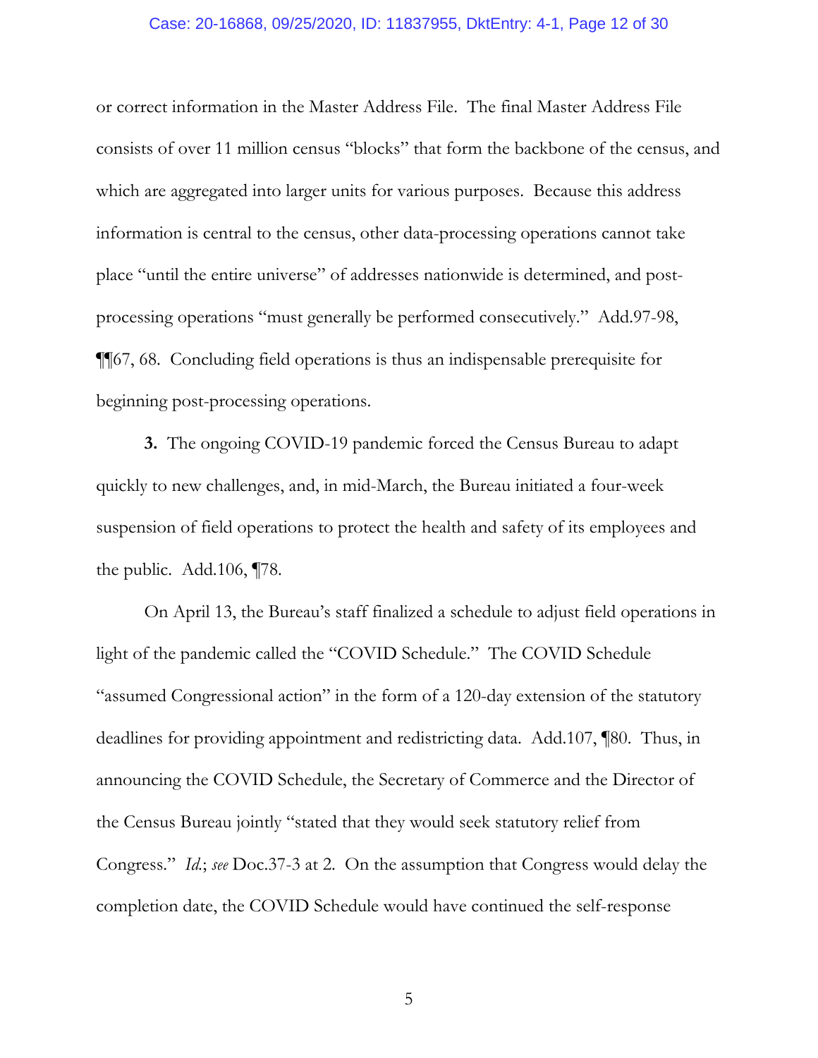or correct information in the Master Address File. The final Master Address File consists of over 11 million census "blocks" that form the backbone of the census, and which are aggregated into larger units for various purposes. Because this address information is central to the census, other data-processing operations cannot take place "until the entire universe" of addresses nationwide is determined, and post-processing operations "must generally be performed consecutively." Add.97-98, ¶¶67, 68. Concluding field operations is thus an indispensable prerequisite for beginning post-processing operations.

**3.** The ongoing COVID-19 pandemic forced the Census Bureau to adapt quickly to new challenges, and, in mid-March, the Bureau initiated a four-week suspension of field operations to protect the health and safety of its employees and the public. Add.106, ¶78.

On April 13, the Bureau's staff finalized a schedule to adjust field operations in light of the pandemic called the "COVID Schedule." The COVID Schedule "assumed Congressional action" in the form of a 120-day extension of the statutory deadlines for providing appointment and redistricting data. Add.107, ¶80. Thus, in announcing the COVID Schedule, the Secretary of Commerce and the Director of the Census Bureau jointly "stated that they would seek statutory relief from Congress." *Id.*; *see* Doc.37-3 at 2. On the assumption that Congress would delay the completion date, the COVID Schedule would have continued the self-response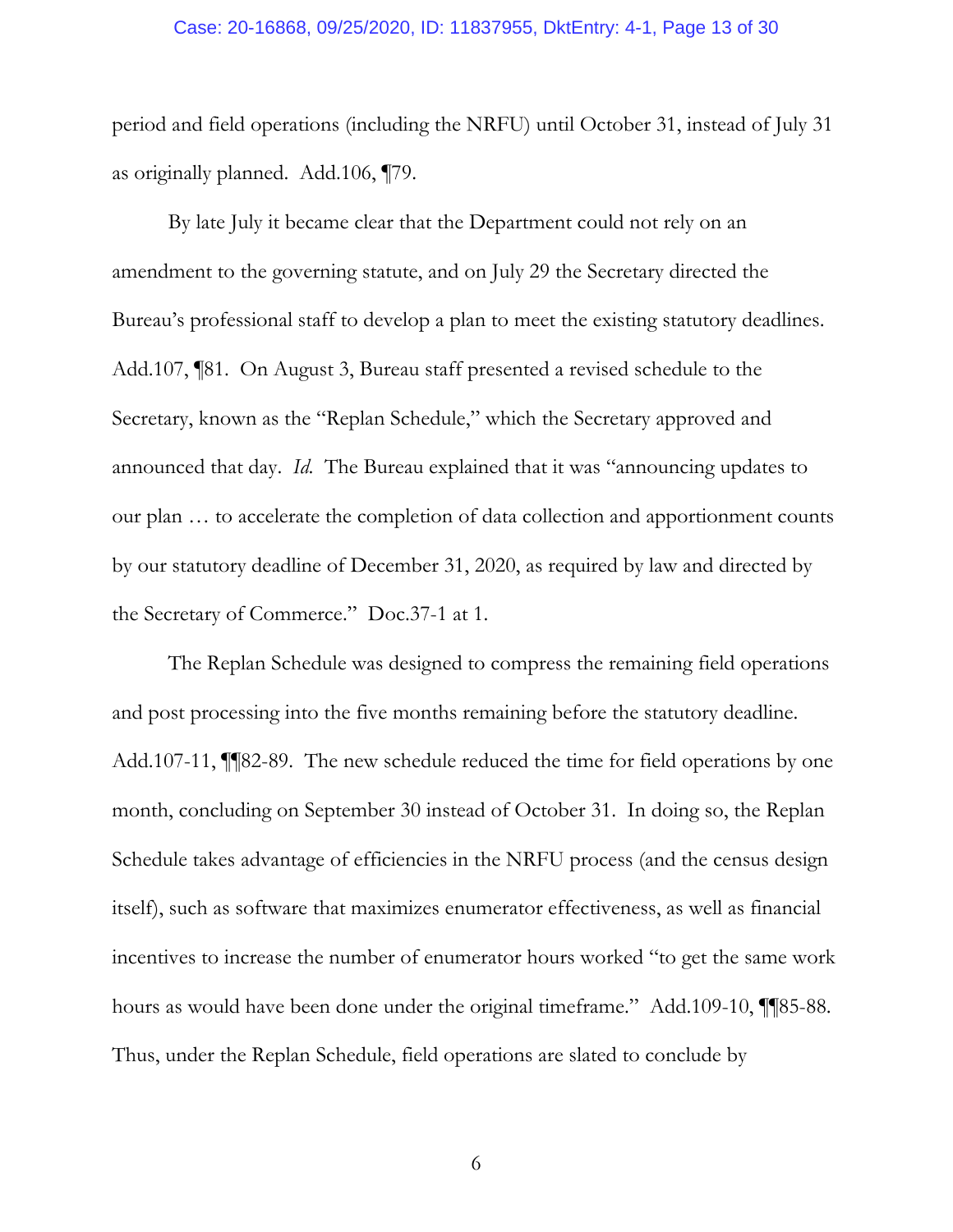period and field operations (including the NRFU) until October 31, instead of July 31 as originally planned. Add.106, ¶79.

By late July it became clear that the Department could not rely on an amendment to the governing statute, and on July 29 the Secretary directed the Bureau's professional staff to develop a plan to meet the existing statutory deadlines. Add.107, ¶81. On August 3, Bureau staff presented a revised schedule to the Secretary, known as the "Replan Schedule," which the Secretary approved and announced that day. *Id.* The Bureau explained that it was "announcing updates to our plan … to accelerate the completion of data collection and apportionment counts by our statutory deadline of December 31, 2020, as required by law and directed by the Secretary of Commerce." Doc.37-1 at 1.

The Replan Schedule was designed to compress the remaining field operations and post processing into the five months remaining before the statutory deadline. Add.107-11, ¶¶82-89. The new schedule reduced the time for field operations by one month, concluding on September 30 instead of October 31. In doing so, the Replan Schedule takes advantage of efficiencies in the NRFU process (and the census design itself), such as software that maximizes enumerator effectiveness, as well as financial incentives to increase the number of enumerator hours worked "to get the same work hours as would have been done under the original timeframe." Add.109-10, ¶¶85-88. Thus, under the Replan Schedule, field operations are slated to conclude by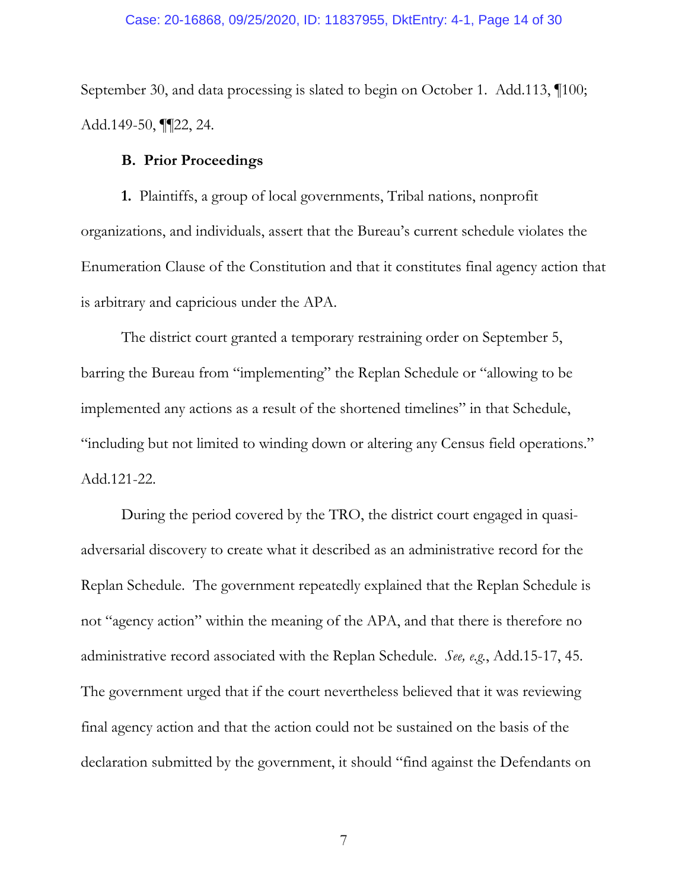September 30, and data processing is slated to begin on October 1. Add.113, ¶100; Add.149-50, ¶¶22, 24.

### B. Prior Proceedings

**1.** Plaintiffs, a group of local governments, Tribal nations, nonprofit organizations, and individuals, assert that the Bureau's current schedule violates the Enumeration Clause of the Constitution and that it constitutes final agency action that is arbitrary and capricious under the APA.

The district court granted a temporary restraining order on September 5, barring the Bureau from "implementing" the Replan Schedule or "allowing to be implemented any actions as a result of the shortened timelines" in that Schedule, "including but not limited to winding down or altering any Census field operations." Add.121-22.

During the period covered by the TRO, the district court engaged in quasi-adversarial discovery to create what it described as an administrative record for the Replan Schedule. The government repeatedly explained that the Replan Schedule is not "agency action" within the meaning of the APA, and that there is therefore no administrative record associated with the Replan Schedule. *See, e.g.*, Add.15-17, 45. The government urged that if the court nevertheless believed that it was reviewing final agency action and that the action could not be sustained on the basis of the declaration submitted by the government, it should "find against the Defendants on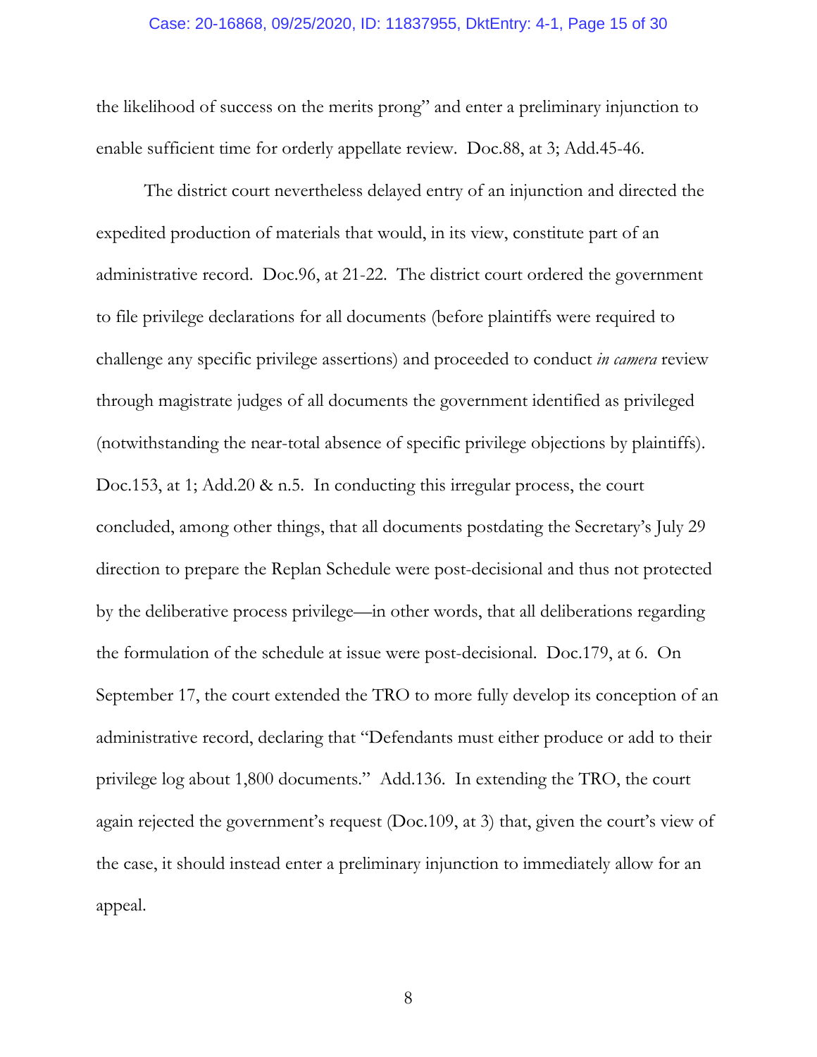the likelihood of success on the merits prong" and enter a preliminary injunction to enable sufficient time for orderly appellate review. Doc.88, at 3; Add.45-46.

The district court nevertheless delayed entry of an injunction and directed the expedited production of materials that would, in its view, constitute part of an administrative record. Doc.96, at 21-22. The district court ordered the government to file privilege declarations for all documents (before plaintiffs were required to challenge any specific privilege assertions) and proceeded to conduct *in camera* review through magistrate judges of all documents the government identified as privileged (notwithstanding the near-total absence of specific privilege objections by plaintiffs). Doc.153, at 1; Add.20 & n.5. In conducting this irregular process, the court concluded, among other things, that all documents postdating the Secretary's July 29 direction to prepare the Replan Schedule were post-decisional and thus not protected by the deliberative process privilege—in other words, that all deliberations regarding the formulation of the schedule at issue were post-decisional. Doc.179, at 6. On September 17, the court extended the TRO to more fully develop its conception of an administrative record, declaring that "Defendants must either produce or add to their privilege log about 1,800 documents." Add.136. In extending the TRO, the court again rejected the government's request (Doc.109, at 3) that, given the court's view of the case, it should instead enter a preliminary injunction to immediately allow for an appeal.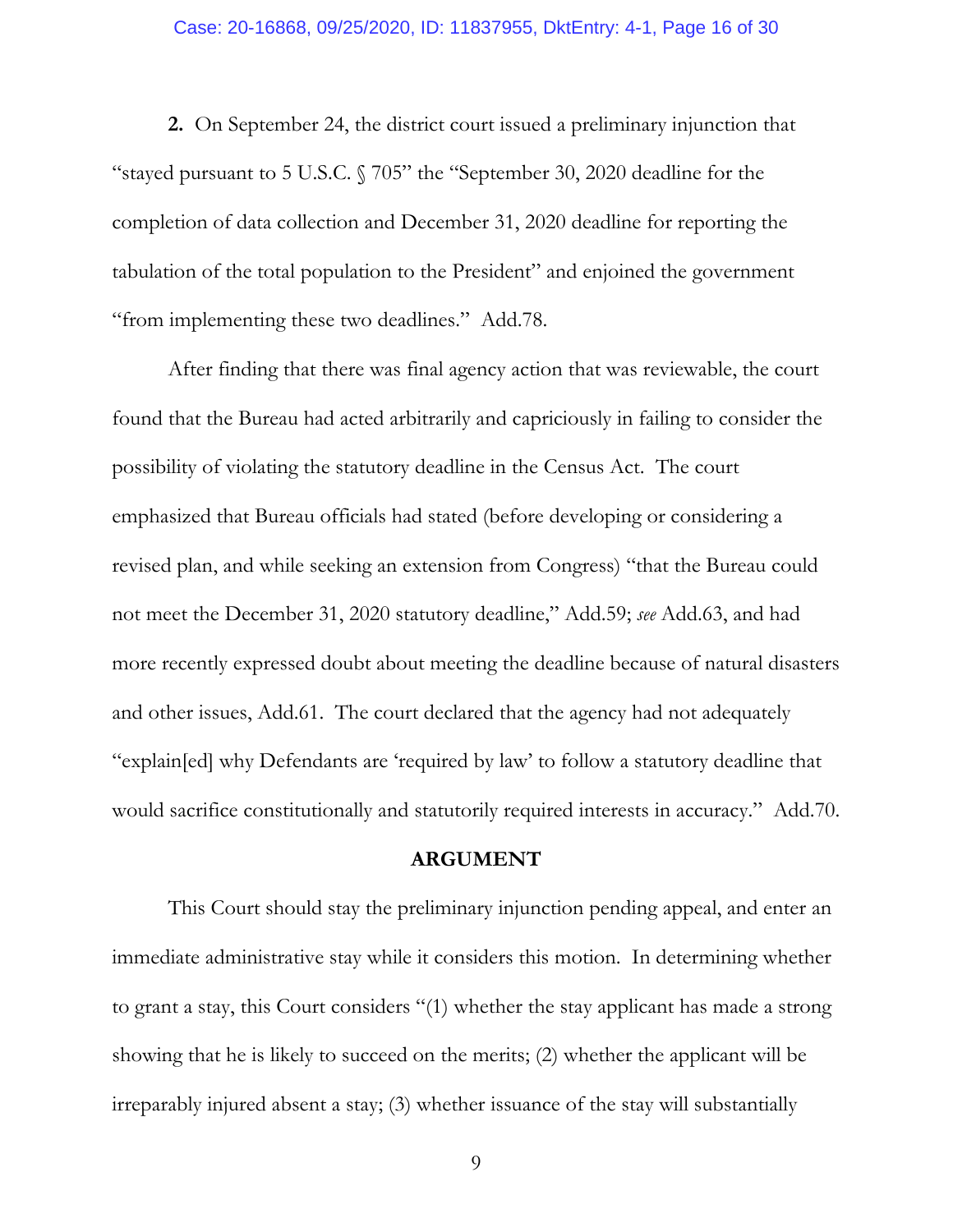**2.** On September 24, the district court issued a preliminary injunction that "stayed pursuant to 5 U.S.C. § 705" the "September 30, 2020 deadline for the completion of data collection and December 31, 2020 deadline for reporting the tabulation of the total population to the President" and enjoined the government "from implementing these two deadlines." Add.78.

After finding that there was final agency action that was reviewable, the court found that the Bureau had acted arbitrarily and capriciously in failing to consider the possibility of violating the statutory deadline in the Census Act. The court emphasized that Bureau officials had stated (before developing or considering a revised plan, and while seeking an extension from Congress) "that the Bureau could not meet the December 31, 2020 statutory deadline," Add.59; *see* Add.63, and had more recently expressed doubt about meeting the deadline because of natural disasters and other issues, Add.61. The court declared that the agency had not adequately "explain[ed] why Defendants are 'required by law' to follow a statutory deadline that would sacrifice constitutionally and statutorily required interests in accuracy." Add.70.

## ARGUMENT

This Court should stay the preliminary injunction pending appeal, and enter an immediate administrative stay while it considers this motion. In determining whether to grant a stay, this Court considers "(1) whether the stay applicant has made a strong showing that he is likely to succeed on the merits; (2) whether the applicant will be irreparably injured absent a stay; (3) whether issuance of the stay will substantially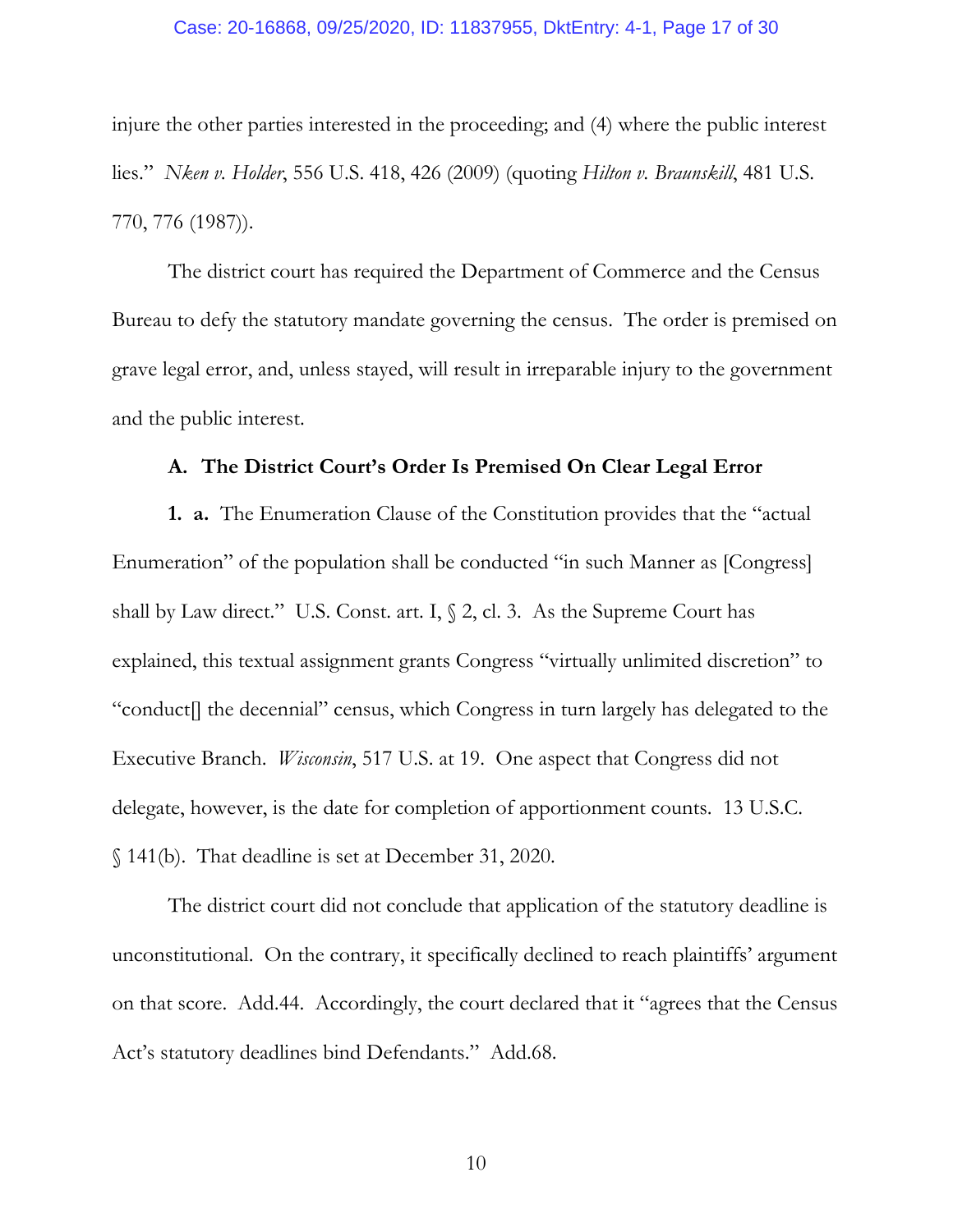injure the other parties interested in the proceeding; and (4) where the public interest lies." *Nken v. Holder*, 556 U.S. 418, 426 (2009) (quoting *Hilton v. Braunskill*, 481 U.S. 770, 776 (1987)).

The district court has required the Department of Commerce and the Census Bureau to defy the statutory mandate governing the census. The order is premised on grave legal error, and, unless stayed, will result in irreparable injury to the government and the public interest.

### A. The District Court's Order Is Premised On Clear Legal Error

**1. a.** The Enumeration Clause of the Constitution provides that the "actual Enumeration" of the population shall be conducted "in such Manner as [Congress] shall by Law direct." U.S. Const. art. I, § 2, cl. 3. As the Supreme Court has explained, this textual assignment grants Congress "virtually unlimited discretion" to "conduct[] the decennial" census, which Congress in turn largely has delegated to the Executive Branch. *Wisconsin*, 517 U.S. at 19. One aspect that Congress did not delegate, however, is the date for completion of apportionment counts. 13 U.S.C. § 141(b). That deadline is set at December 31, 2020.

The district court did not conclude that application of the statutory deadline is unconstitutional. On the contrary, it specifically declined to reach plaintiffs' argument on that score. Add.44. Accordingly, the court declared that it "agrees that the Census Act's statutory deadlines bind Defendants." Add.68.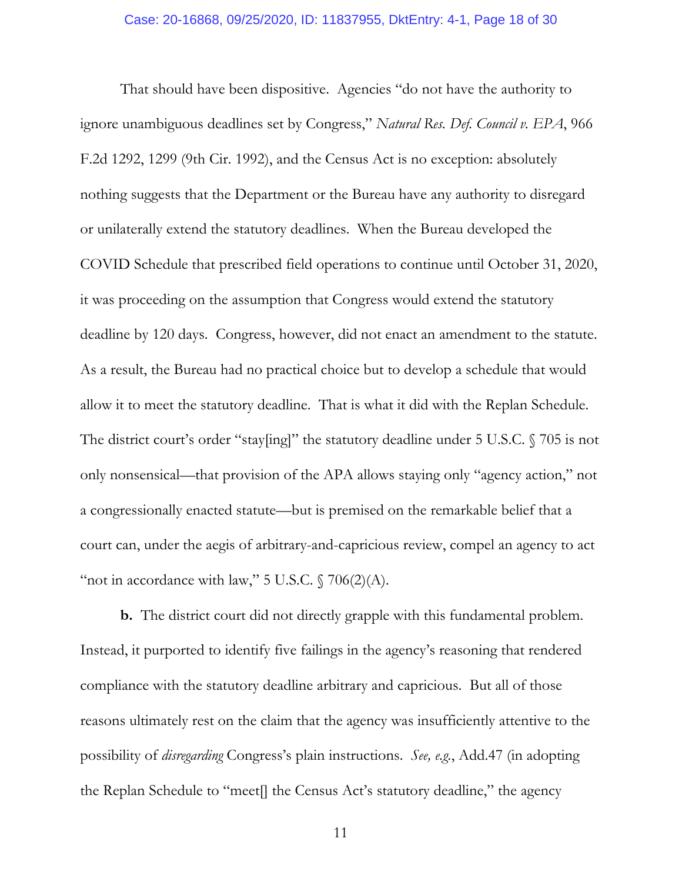That should have been dispositive. Agencies "do not have the authority to ignore unambiguous deadlines set by Congress," *Natural Res. Def. Council v. EPA*, 966 F.2d 1292, 1299 (9th Cir. 1992), and the Census Act is no exception: absolutely nothing suggests that the Department or the Bureau have any authority to disregard or unilaterally extend the statutory deadlines. When the Bureau developed the COVID Schedule that prescribed field operations to continue until October 31, 2020, it was proceeding on the assumption that Congress would extend the statutory deadline by 120 days. Congress, however, did not enact an amendment to the statute. As a result, the Bureau had no practical choice but to develop a schedule that would allow it to meet the statutory deadline. That is what it did with the Replan Schedule. The district court's order "stay[ing]" the statutory deadline under 5 U.S.C. § 705 is not only nonsensical—that provision of the APA allows staying only "agency action," not a congressionally enacted statute—but is premised on the remarkable belief that a court can, under the aegis of arbitrary-and-capricious review, compel an agency to act "not in accordance with law," 5 U.S.C. § 706(2)(A).

**b.** The district court did not directly grapple with this fundamental problem. Instead, it purported to identify five failings in the agency's reasoning that rendered compliance with the statutory deadline arbitrary and capricious. But all of those reasons ultimately rest on the claim that the agency was insufficiently attentive to the possibility of *disregarding* Congress's plain instructions. *See, e.g.*, Add.47 (in adopting the Replan Schedule to "meet[] the Census Act's statutory deadline," the agency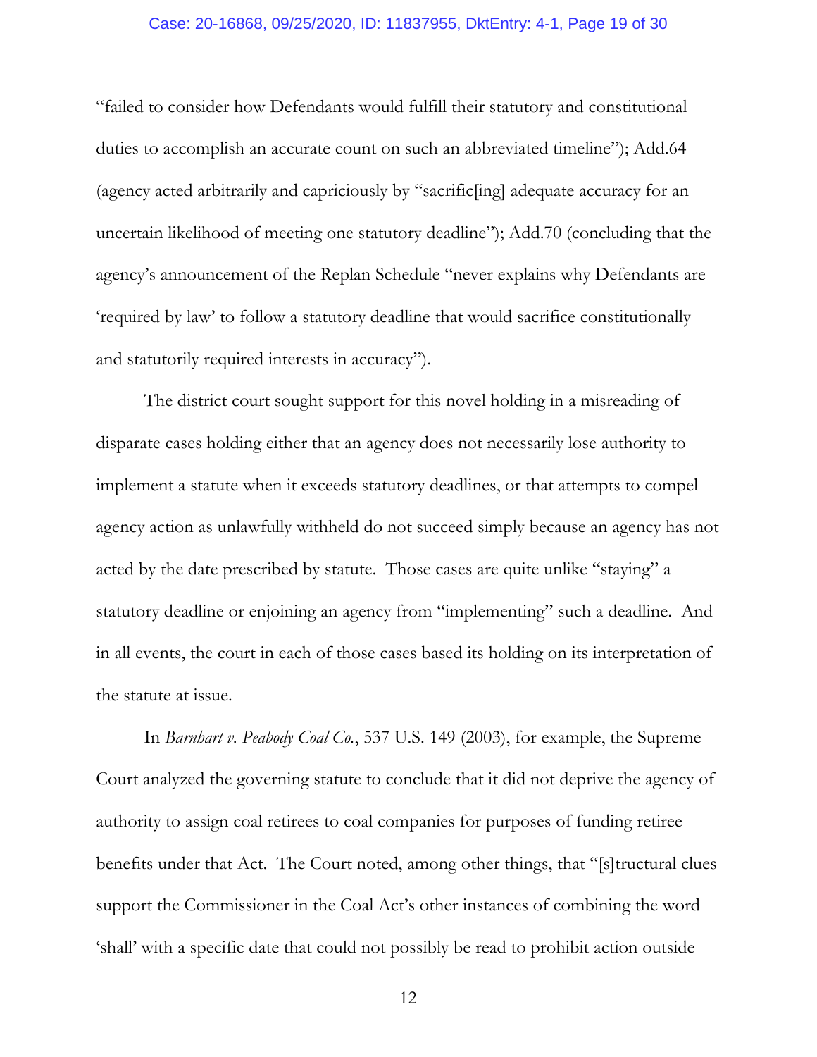"failed to consider how Defendants would fulfill their statutory and constitutional duties to accomplish an accurate count on such an abbreviated timeline"); Add.64 (agency acted arbitrarily and capriciously by "sacrific[ing] adequate accuracy for an uncertain likelihood of meeting one statutory deadline"); Add.70 (concluding that the agency's announcement of the Replan Schedule "never explains why Defendants are 'required by law' to follow a statutory deadline that would sacrifice constitutionally and statutorily required interests in accuracy").

The district court sought support for this novel holding in a misreading of disparate cases holding either that an agency does not necessarily lose authority to implement a statute when it exceeds statutory deadlines, or that attempts to compel agency action as unlawfully withheld do not succeed simply because an agency has not acted by the date prescribed by statute. Those cases are quite unlike "staying" a statutory deadline or enjoining an agency from "implementing" such a deadline. And in all events, the court in each of those cases based its holding on its interpretation of the statute at issue.

In *Barnhart v. Peabody Coal Co.*, 537 U.S. 149 (2003), for example, the Supreme Court analyzed the governing statute to conclude that it did not deprive the agency of authority to assign coal retirees to coal companies for purposes of funding retiree benefits under that Act. The Court noted, among other things, that "[s]tructural clues support the Commissioner in the Coal Act's other instances of combining the word 'shall' with a specific date that could not possibly be read to prohibit action outside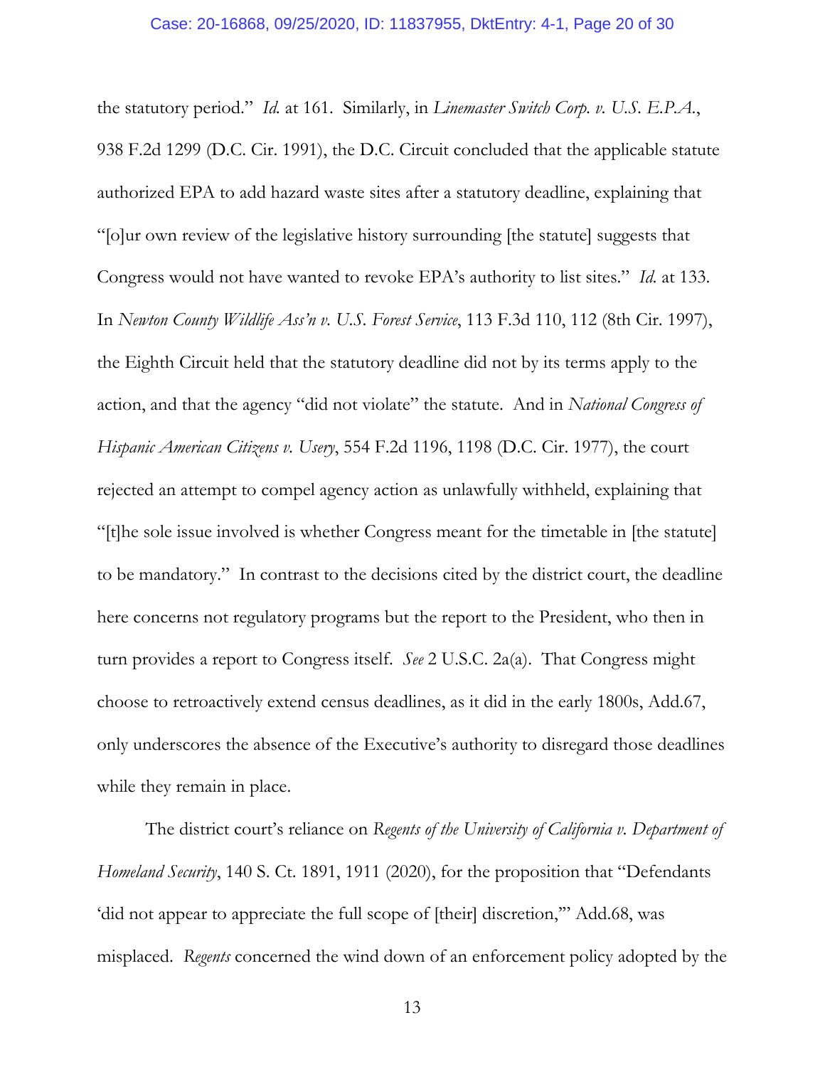the statutory period." *Id.* at 161. Similarly, in *Linemaster Switch Corp. v. U.S. E.P.A.*, 938 F.2d 1299 (D.C. Cir. 1991), the D.C. Circuit concluded that the applicable statute authorized EPA to add hazard waste sites after a statutory deadline, explaining that "[o]ur own review of the legislative history surrounding [the statute] suggests that Congress would not have wanted to revoke EPA's authority to list sites." *Id.* at 133. In *Newton County Wildlife Ass'n v. U.S. Forest Service*, 113 F.3d 110, 112 (8th Cir. 1997), the Eighth Circuit held that the statutory deadline did not by its terms apply to the action, and that the agency "did not violate" the statute. And in *National Congress of Hispanic American Citizens v. Usery*, 554 F.2d 1196, 1198 (D.C. Cir. 1977), the court rejected an attempt to compel agency action as unlawfully withheld, explaining that "[t]he sole issue involved is whether Congress meant for the timetable in [the statute] to be mandatory." In contrast to the decisions cited by the district court, the deadline here concerns not regulatory programs but the report to the President, who then in turn provides a report to Congress itself. *See* 2 U.S.C. 2a(a). That Congress might choose to retroactively extend census deadlines, as it did in the early 1800s, Add.67, only underscores the absence of the Executive's authority to disregard those deadlines while they remain in place.

The district court's reliance on *Regents of the University of California v. Department of Homeland Security*, 140 S. Ct. 1891, 1911 (2020), for the proposition that "Defendants 'did not appear to appreciate the full scope of [their] discretion,'" Add.68, was misplaced. *Regents* concerned the wind down of an enforcement policy adopted by the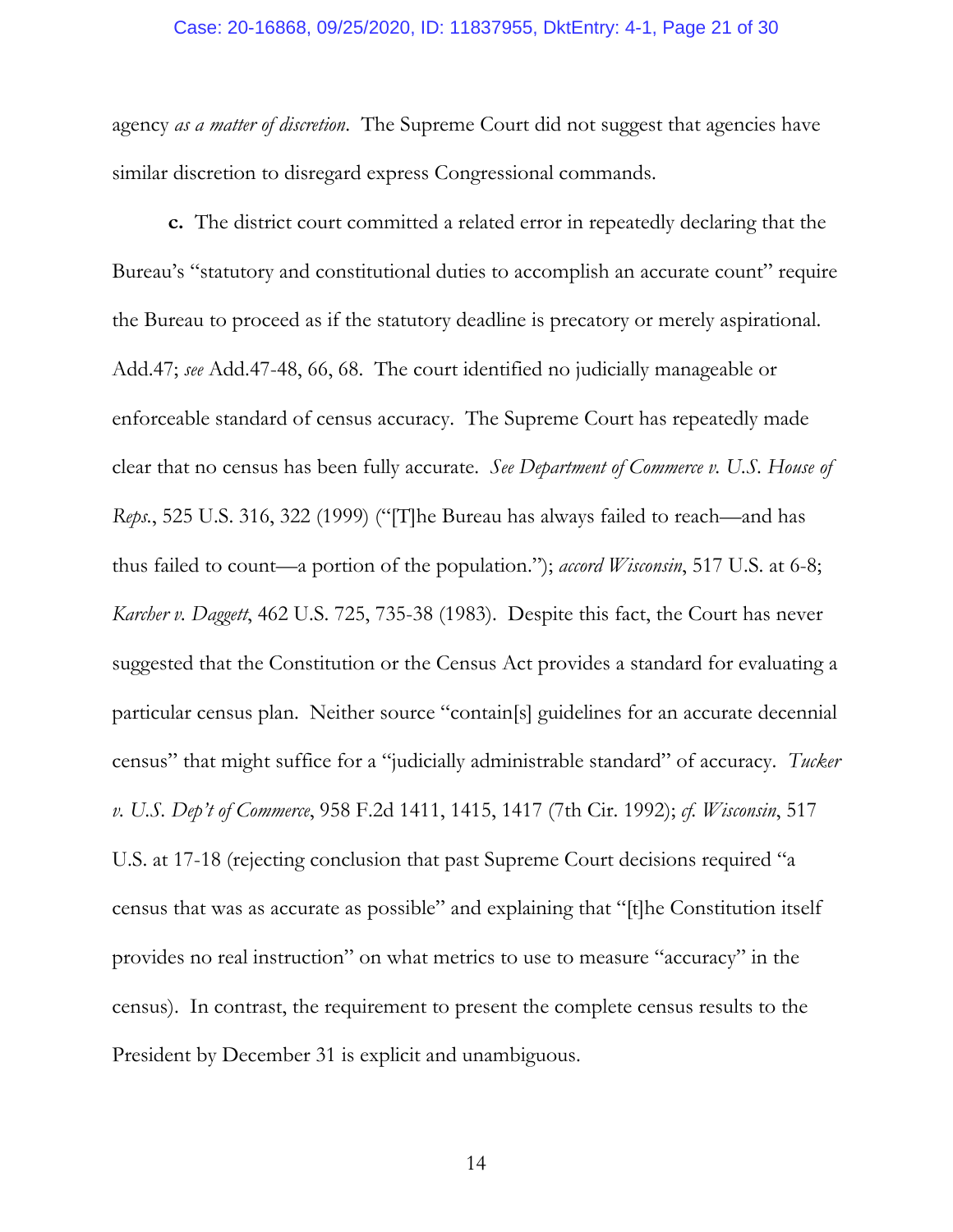agency *as a matter of discretion*. The Supreme Court did not suggest that agencies have similar discretion to disregard express Congressional commands.

**c.** The district court committed a related error in repeatedly declaring that the Bureau's "statutory and constitutional duties to accomplish an accurate count" require the Bureau to proceed as if the statutory deadline is precatory or merely aspirational. Add.47; *see* Add.47-48, 66, 68. The court identified no judicially manageable or enforceable standard of census accuracy. The Supreme Court has repeatedly made clear that no census has been fully accurate. *See Department of Commerce v. U.S. House of Reps.*, 525 U.S. 316, 322 (1999) ("[T]he Bureau has always failed to reach—and has thus failed to count—a portion of the population."); *accord Wisconsin*, 517 U.S. at 6-8; *Karcher v. Daggett*, 462 U.S. 725, 735-38 (1983). Despite this fact, the Court has never suggested that the Constitution or the Census Act provides a standard for evaluating a particular census plan. Neither source "contain[s] guidelines for an accurate decennial census" that might suffice for a "judicially administrable standard" of accuracy. *Tucker v. U.S. Dep't of Commerce*, 958 F.2d 1411, 1415, 1417 (7th Cir. 1992); *cf. Wisconsin*, 517 U.S. at 17-18 (rejecting conclusion that past Supreme Court decisions required "a census that was as accurate as possible" and explaining that "[t]he Constitution itself provides no real instruction" on what metrics to use to measure "accuracy" in the census). In contrast, the requirement to present the complete census results to the President by December 31 is explicit and unambiguous.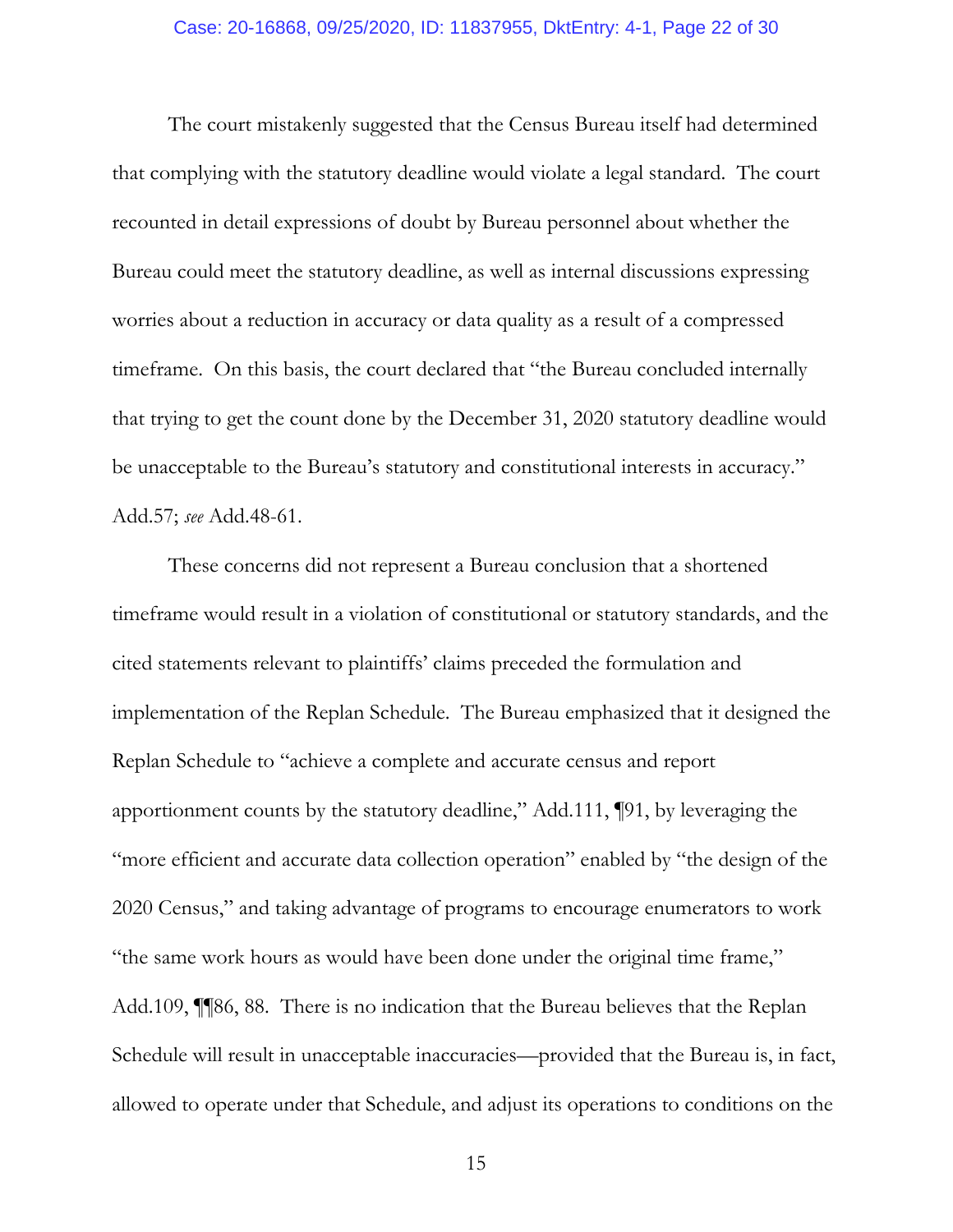The court mistakenly suggested that the Census Bureau itself had determined that complying with the statutory deadline would violate a legal standard. The court recounted in detail expressions of doubt by Bureau personnel about whether the Bureau could meet the statutory deadline, as well as internal discussions expressing worries about a reduction in accuracy or data quality as a result of a compressed timeframe. On this basis, the court declared that "the Bureau concluded internally that trying to get the count done by the December 31, 2020 statutory deadline would be unacceptable to the Bureau's statutory and constitutional interests in accuracy." Add.57; *see* Add.48-61.

These concerns did not represent a Bureau conclusion that a shortened timeframe would result in a violation of constitutional or statutory standards, and the cited statements relevant to plaintiffs' claims preceded the formulation and implementation of the Replan Schedule. The Bureau emphasized that it designed the Replan Schedule to "achieve a complete and accurate census and report apportionment counts by the statutory deadline," Add.111, ¶91, by leveraging the "more efficient and accurate data collection operation" enabled by "the design of the 2020 Census," and taking advantage of programs to encourage enumerators to work "the same work hours as would have been done under the original time frame," Add.109, ¶¶86, 88. There is no indication that the Bureau believes that the Replan Schedule will result in unacceptable inaccuracies—provided that the Bureau is, in fact, allowed to operate under that Schedule, and adjust its operations to conditions on the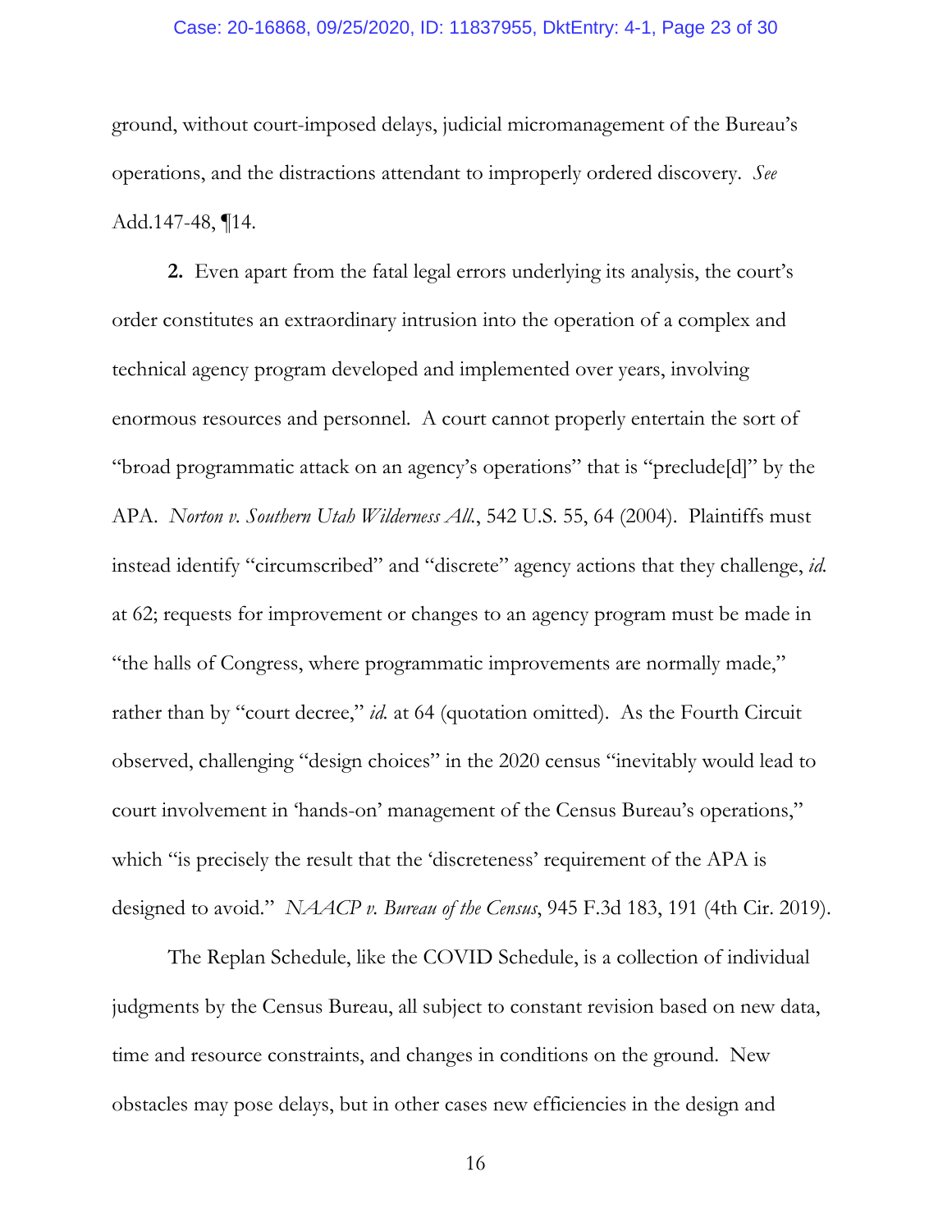ground, without court-imposed delays, judicial micromanagement of the Bureau's operations, and the distractions attendant to improperly ordered discovery. *See* Add.147-48, ¶14.

**2.** Even apart from the fatal legal errors underlying its analysis, the court's order constitutes an extraordinary intrusion into the operation of a complex and technical agency program developed and implemented over years, involving enormous resources and personnel. A court cannot properly entertain the sort of "broad programmatic attack on an agency's operations" that is "preclude[d]" by the APA. *Norton v. Southern Utah Wilderness All.*, 542 U.S. 55, 64 (2004). Plaintiffs must instead identify "circumscribed" and "discrete" agency actions that they challenge, *id.* at 62; requests for improvement or changes to an agency program must be made in "the halls of Congress, where programmatic improvements are normally made," rather than by "court decree," *id.* at 64 (quotation omitted). As the Fourth Circuit observed, challenging "design choices" in the 2020 census "inevitably would lead to court involvement in 'hands-on' management of the Census Bureau's operations," which "is precisely the result that the 'discreteness' requirement of the APA is designed to avoid." *NAACP v. Bureau of the Census*, 945 F.3d 183, 191 (4th Cir. 2019).

The Replan Schedule, like the COVID Schedule, is a collection of individual judgments by the Census Bureau, all subject to constant revision based on new data, time and resource constraints, and changes in conditions on the ground. New obstacles may pose delays, but in other cases new efficiencies in the design and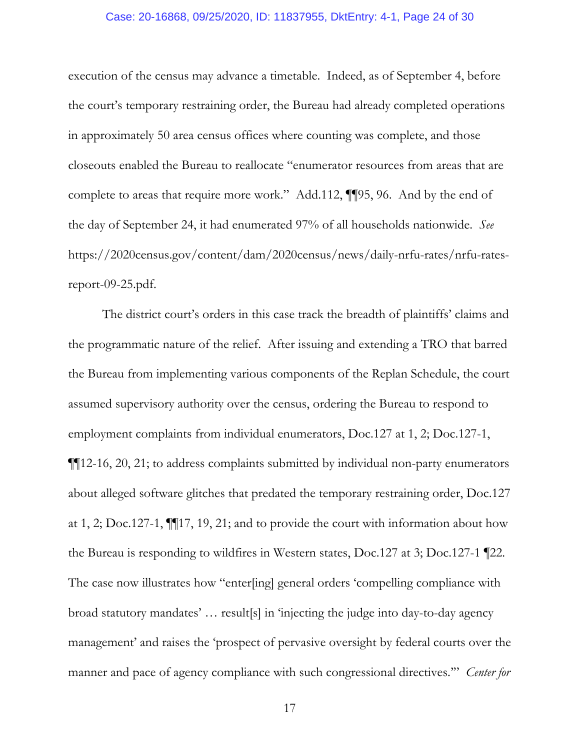execution of the census may advance a timetable. Indeed, as of September 4, before the court's temporary restraining order, the Bureau had already completed operations in approximately 50 area census offices where counting was complete, and those closeouts enabled the Bureau to reallocate "enumerator resources from areas that are complete to areas that require more work." Add.112, ¶¶95, 96. And by the end of the day of September 24, it had enumerated 97% of all households nationwide. *See* https://2020census.gov/content/dam/2020census/news/daily-nrfu-rates/nrfu-rates-report-09-25.pdf.

The district court's orders in this case track the breadth of plaintiffs' claims and the programmatic nature of the relief. After issuing and extending a TRO that barred the Bureau from implementing various components of the Replan Schedule, the court assumed supervisory authority over the census, ordering the Bureau to respond to employment complaints from individual enumerators, Doc.127 at 1, 2; Doc.127-1, ¶¶12-16, 20, 21; to address complaints submitted by individual non-party enumerators about alleged software glitches that predated the temporary restraining order, Doc.127 at 1, 2; Doc.127-1, ¶¶17, 19, 21; and to provide the court with information about how the Bureau is responding to wildfires in Western states, Doc.127 at 3; Doc.127-1 ¶22. The case now illustrates how "enter[ing] general orders 'compelling compliance with broad statutory mandates' … result[s] in 'injecting the judge into day-to-day agency management' and raises the 'prospect of pervasive oversight by federal courts over the manner and pace of agency compliance with such congressional directives.'" *Center for*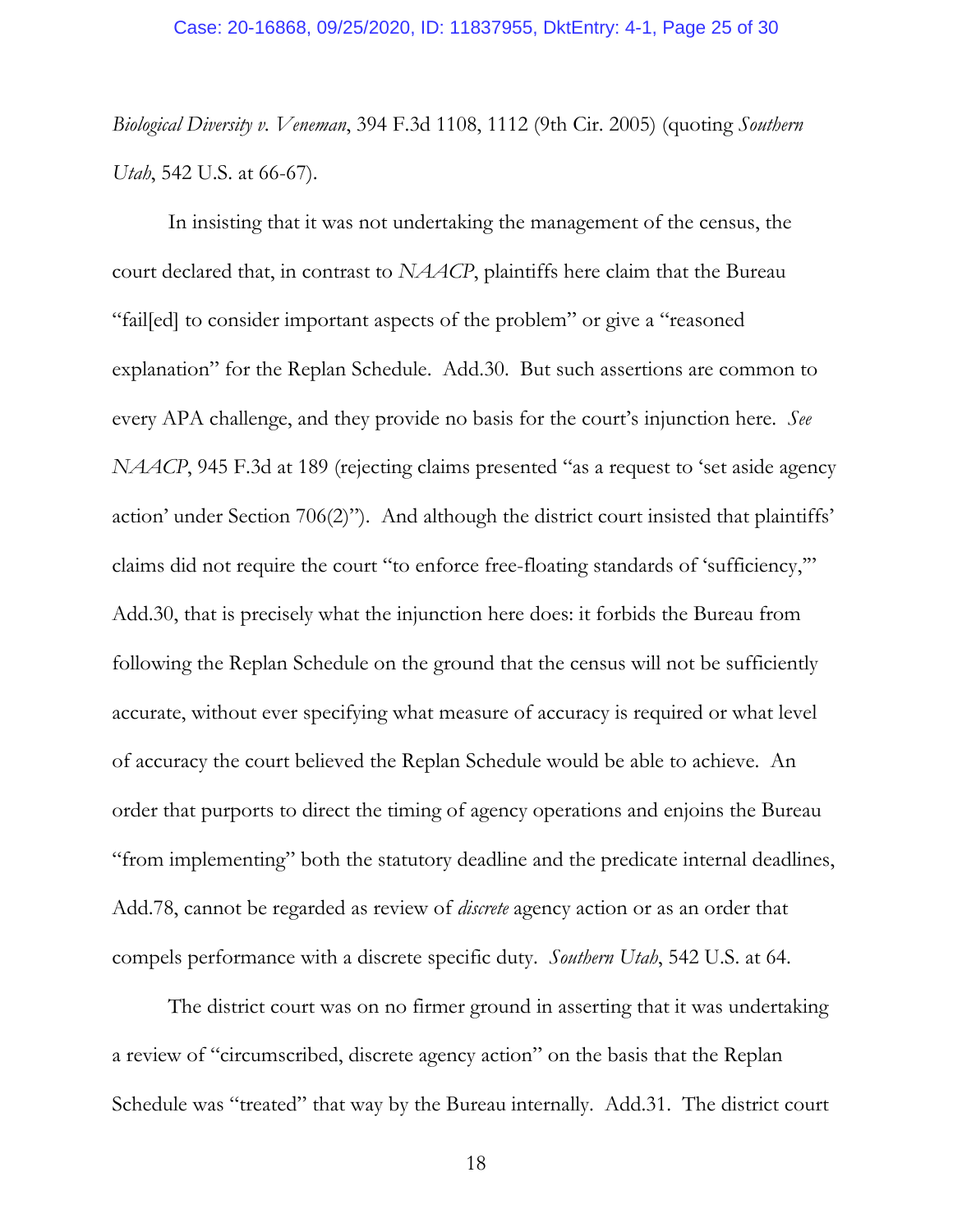*Biological Diversity v. Veneman*, 394 F.3d 1108, 1112 (9th Cir. 2005) (quoting *Southern Utah*, 542 U.S. at 66-67).

In insisting that it was not undertaking the management of the census, the court declared that, in contrast to *NAACP*, plaintiffs here claim that the Bureau "fail[ed] to consider important aspects of the problem" or give a "reasoned explanation" for the Replan Schedule. Add.30. But such assertions are common to every APA challenge, and they provide no basis for the court's injunction here. *See NAACP*, 945 F.3d at 189 (rejecting claims presented "as a request to 'set aside agency action' under Section 706(2)"). And although the district court insisted that plaintiffs' claims did not require the court "to enforce free-floating standards of 'sufficiency,'" Add.30, that is precisely what the injunction here does: it forbids the Bureau from following the Replan Schedule on the ground that the census will not be sufficiently accurate, without ever specifying what measure of accuracy is required or what level of accuracy the court believed the Replan Schedule would be able to achieve. An order that purports to direct the timing of agency operations and enjoins the Bureau "from implementing" both the statutory deadline and the predicate internal deadlines, Add.78, cannot be regarded as review of *discrete* agency action or as an order that compels performance with a discrete specific duty. *Southern Utah*, 542 U.S. at 64.

The district court was on no firmer ground in asserting that it was undertaking a review of "circumscribed, discrete agency action" on the basis that the Replan Schedule was "treated" that way by the Bureau internally. Add.31. The district court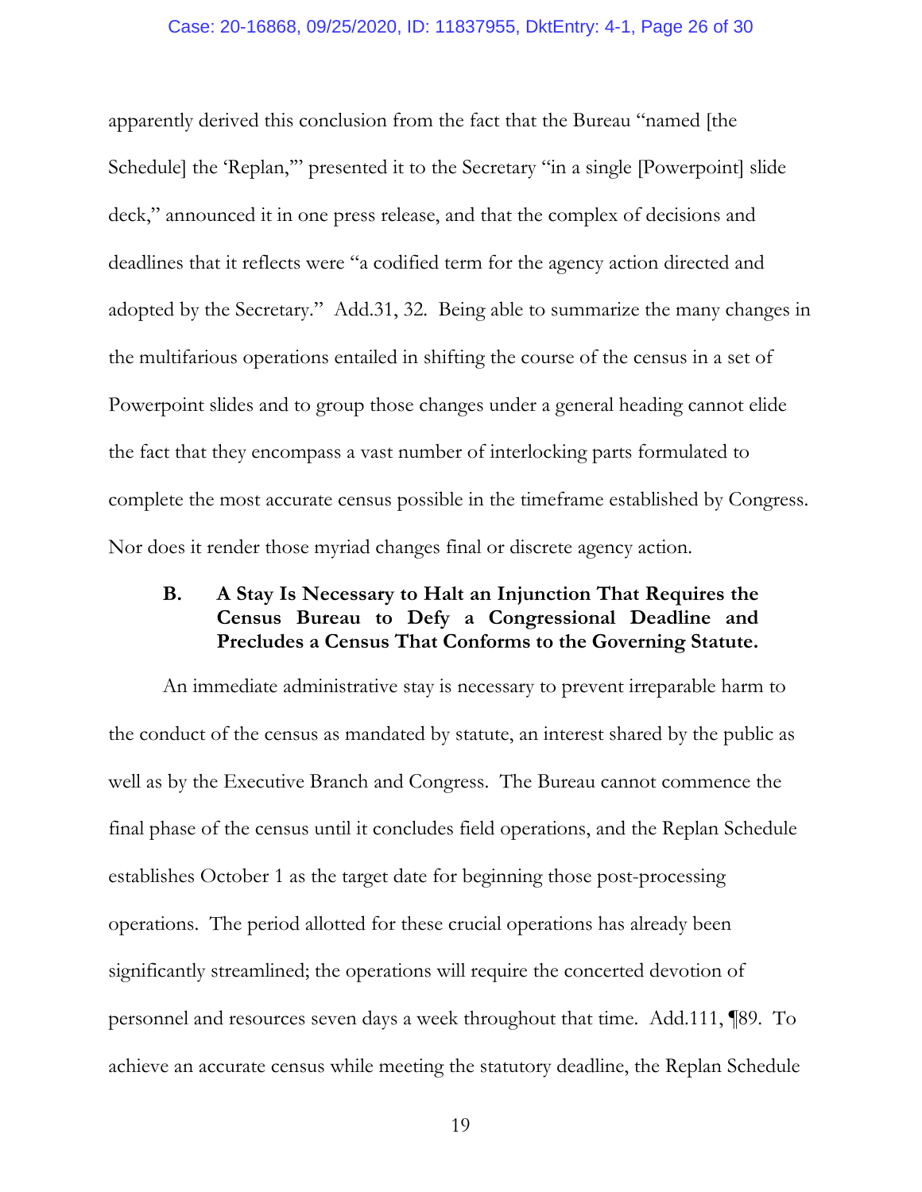apparently derived this conclusion from the fact that the Bureau "named [the Schedule] the 'Replan,'" presented it to the Secretary "in a single [Powerpoint] slide deck," announced it in one press release, and that the complex of decisions and deadlines that it reflects were "a codified term for the agency action directed and adopted by the Secretary." Add.31, 32. Being able to summarize the many changes in the multifarious operations entailed in shifting the course of the census in a set of Powerpoint slides and to group those changes under a general heading cannot elide the fact that they encompass a vast number of interlocking parts formulated to complete the most accurate census possible in the timeframe established by Congress. Nor does it render those myriad changes final or discrete agency action.

### B. A Stay Is Necessary to Halt an Injunction That Requires the Census Bureau to Defy a Congressional Deadline and Precludes a Census That Conforms to the Governing Statute.

An immediate administrative stay is necessary to prevent irreparable harm to the conduct of the census as mandated by statute, an interest shared by the public as well as by the Executive Branch and Congress. The Bureau cannot commence the final phase of the census until it concludes field operations, and the Replan Schedule establishes October 1 as the target date for beginning those post-processing operations. The period allotted for these crucial operations has already been significantly streamlined; the operations will require the concerted devotion of personnel and resources seven days a week throughout that time. Add.111, ¶89. To achieve an accurate census while meeting the statutory deadline, the Replan Schedule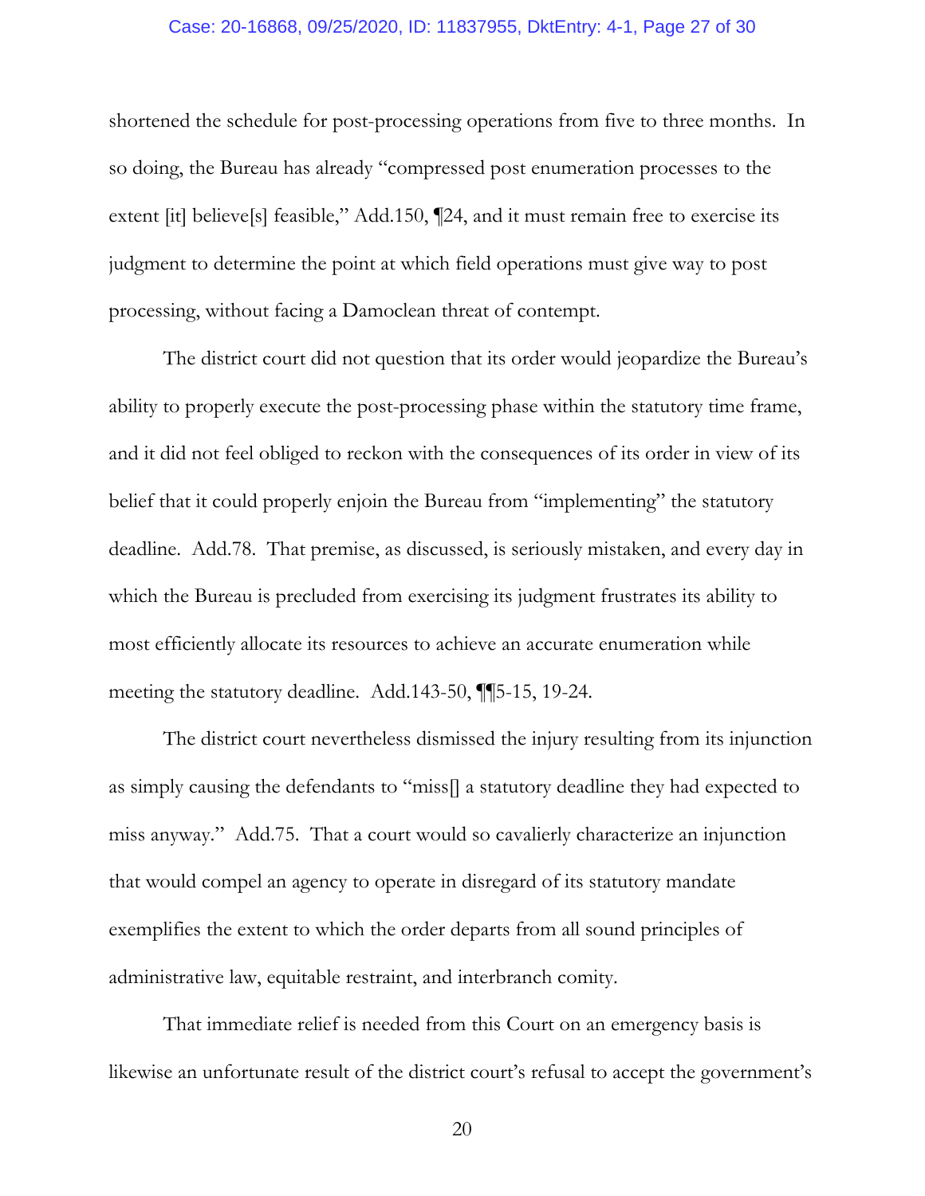shortened the schedule for post-processing operations from five to three months. In so doing, the Bureau has already "compressed post enumeration processes to the extent [it] believe[s] feasible," Add.150, ¶24, and it must remain free to exercise its judgment to determine the point at which field operations must give way to post processing, without facing a Damoclean threat of contempt.

The district court did not question that its order would jeopardize the Bureau's ability to properly execute the post-processing phase within the statutory time frame, and it did not feel obliged to reckon with the consequences of its order in view of its belief that it could properly enjoin the Bureau from "implementing" the statutory deadline. Add.78. That premise, as discussed, is seriously mistaken, and every day in which the Bureau is precluded from exercising its judgment frustrates its ability to most efficiently allocate its resources to achieve an accurate enumeration while meeting the statutory deadline. Add.143-50, ¶¶5-15, 19-24.

The district court nevertheless dismissed the injury resulting from its injunction as simply causing the defendants to "miss[] a statutory deadline they had expected to miss anyway." Add.75. That a court would so cavalierly characterize an injunction that would compel an agency to operate in disregard of its statutory mandate exemplifies the extent to which the order departs from all sound principles of administrative law, equitable restraint, and interbranch comity.

That immediate relief is needed from this Court on an emergency basis is likewise an unfortunate result of the district court's refusal to accept the government's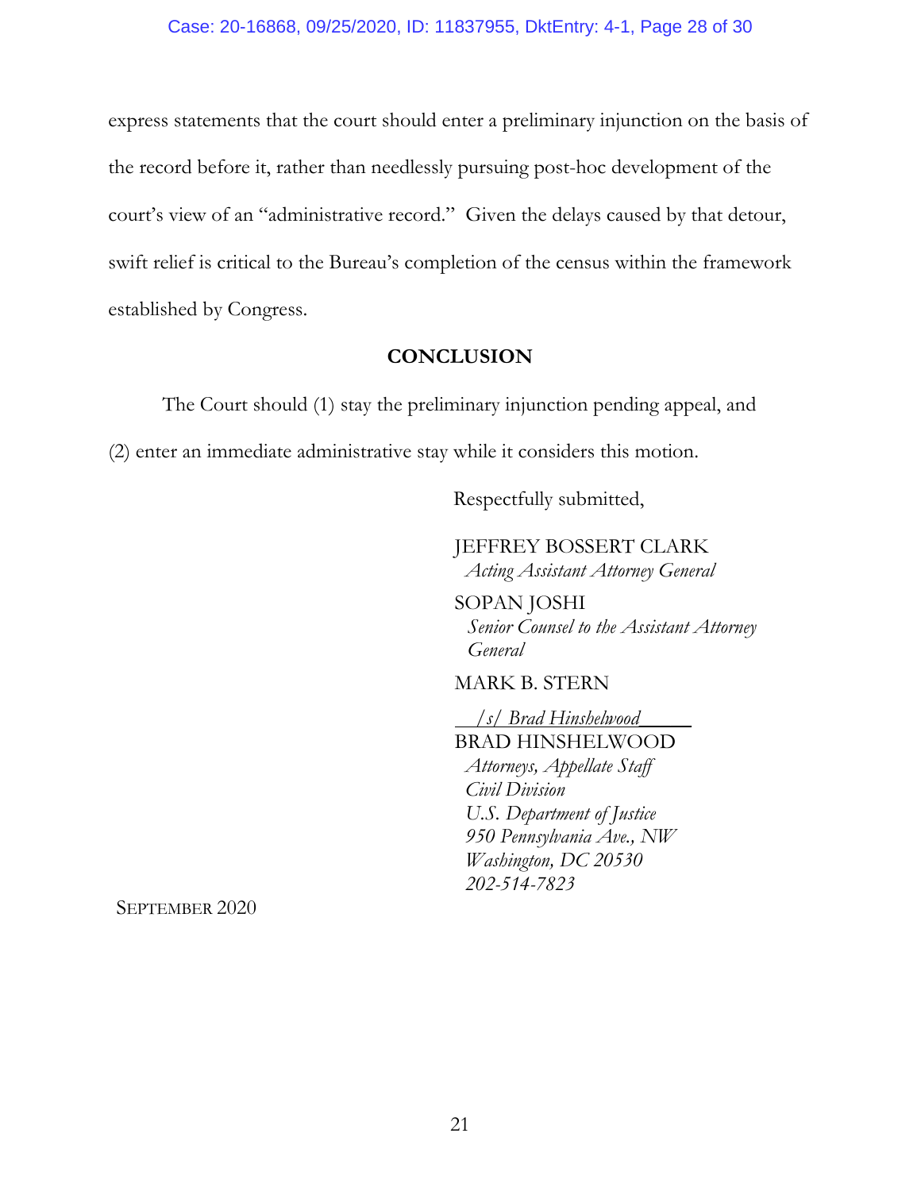express statements that the court should enter a preliminary injunction on the basis of the record before it, rather than needlessly pursuing post-hoc development of the court's view of an "administrative record." Given the delays caused by that detour, swift relief is critical to the Bureau's completion of the census within the framework established by Congress.

## CONCLUSION

The Court should (1) stay the preliminary injunction pending appeal, and (2) enter an immediate administrative stay while it considers this motion.

Respectfully submitted,

JEFFREY BOSSERT CLARK
*Acting Assistant Attorney General*

SOPAN JOSHI
*Senior Counsel to the Assistant Attorney General*

MARK B. STERN

*/s/ Brad Hinshelwood*
BRAD HINSHELWOOD
*Attorneys, Appellate Staff*
*Civil Division*
*U.S. Department of Justice*
*950 Pennsylvania Ave., NW*
*Washington, DC 20530*
*202-514-7823*

SEPTEMBER 2020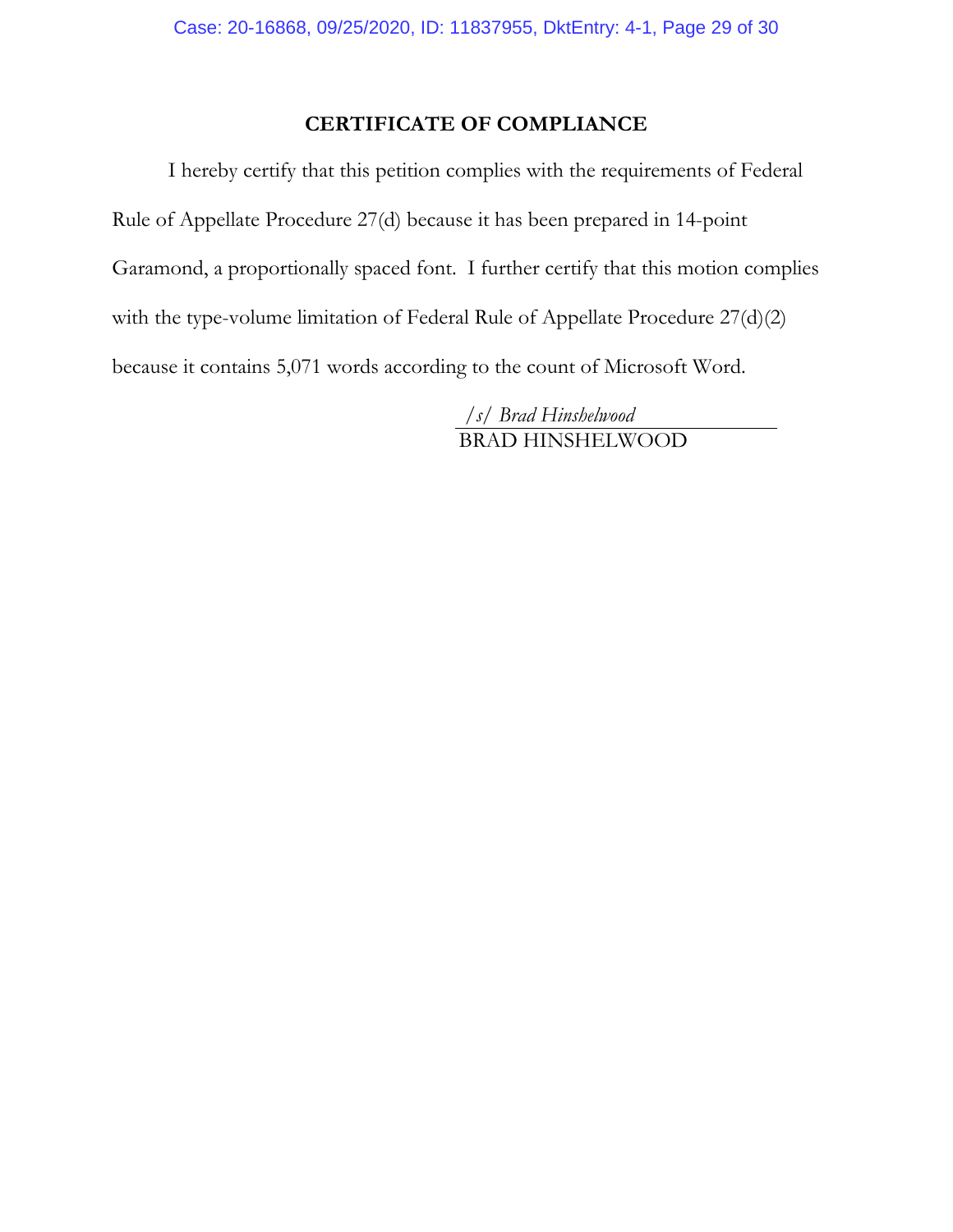## CERTIFICATE OF COMPLIANCE

I hereby certify that this petition complies with the requirements of Federal Rule of Appellate Procedure 27(d) because it has been prepared in 14-point Garamond, a proportionally spaced font. I further certify that this motion complies with the type-volume limitation of Federal Rule of Appellate Procedure 27(d)(2) because it contains 5,071 words according to the count of Microsoft Word.

*/s/ Brad Hinshelwood*
BRAD HINSHELWOOD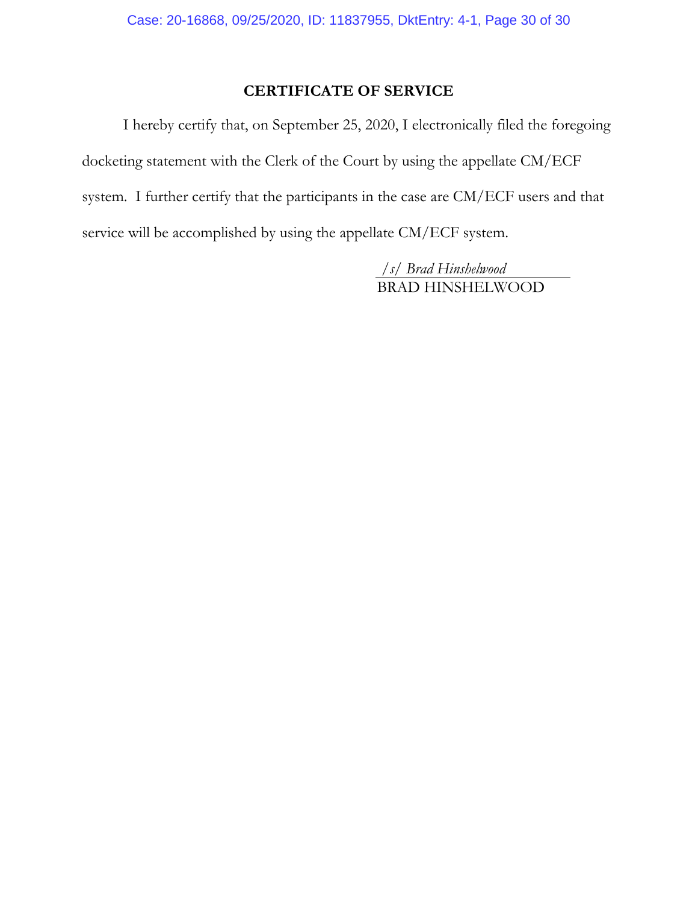## CERTIFICATE OF SERVICE

I hereby certify that, on September 25, 2020, I electronically filed the foregoing docketing statement with the Clerk of the Court by using the appellate CM/ECF system. I further certify that the participants in the case are CM/ECF users and that service will be accomplished by using the appellate CM/ECF system.

*/s/ Brad Hinshelwood*
BRAD HINSHELWOOD